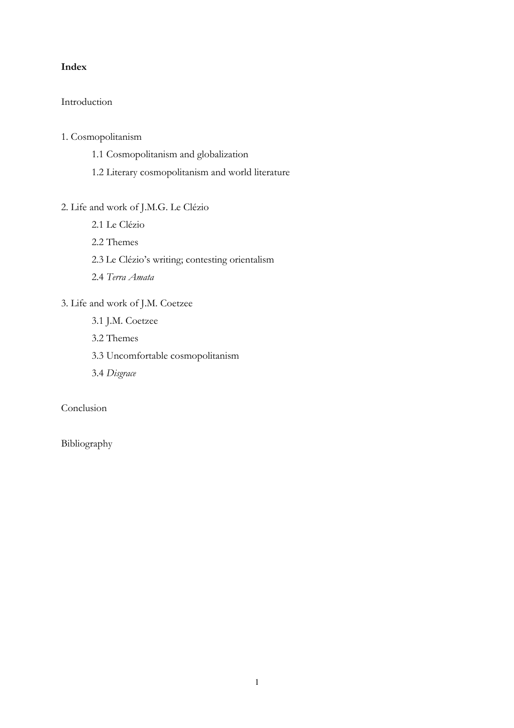**Index**

Introduction

1. Cosmopolitanism
    - 1.1 Cosmopolitanism and globalization
    - 1.2 Literary cosmopolitanism and world literature

2. Life and work of J.M.G. Le Clézio
    - 2.1 Le Clézio
    - 2.2 Themes
    - 2.3 Le Clézio's writing; contesting orientalism
    - 2.4 *Terra Amata*

3. Life and work of J.M. Coetzee
    - 3.1 J.M. Coetzee
    - 3.2 Themes
    - 3.3 Uncomfortable cosmopolitanism
    - 3.4 *Disgrace*

Conclusion

Bibliography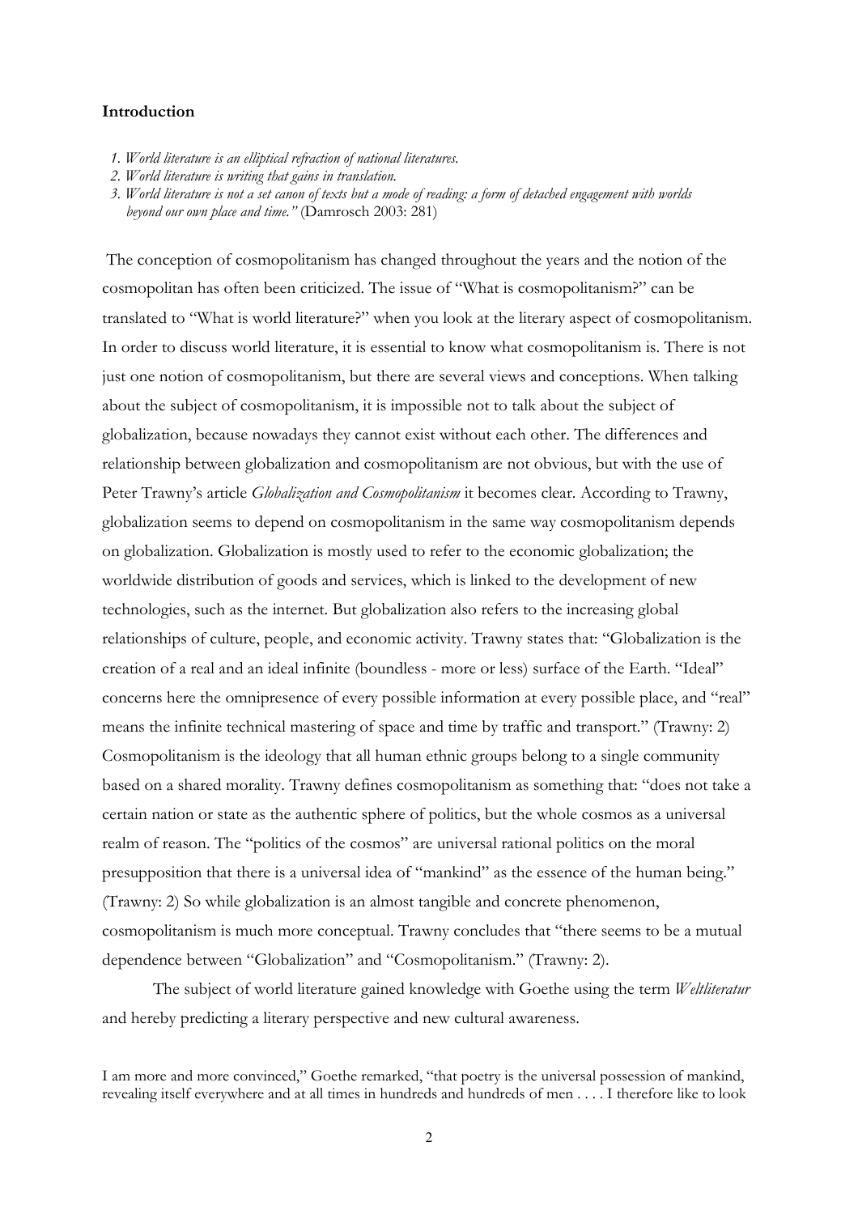**Introduction**

1. *World literature is an elliptical refraction of national literatures.*
2. *World literature is writing that gains in translation.*
3. *World literature is not a set canon of texts but a mode of reading: a form of detached engagement with worlds beyond our own place and time."* (Damrosch 2003: 281)

The conception of cosmopolitanism has changed throughout the years and the notion of the cosmopolitan has often been criticized. The issue of "What is cosmopolitanism?" can be translated to "What is world literature?" when you look at the literary aspect of cosmopolitanism. In order to discuss world literature, it is essential to know what cosmopolitanism is. There is not just one notion of cosmopolitanism, but there are several views and conceptions. When talking about the subject of cosmopolitanism, it is impossible not to talk about the subject of globalization, because nowadays they cannot exist without each other. The differences and relationship between globalization and cosmopolitanism are not obvious, but with the use of Peter Trawny's article *Globalization and Cosmopolitanism* it becomes clear. According to Trawny, globalization seems to depend on cosmopolitanism in the same way cosmopolitanism depends on globalization. Globalization is mostly used to refer to the economic globalization; the worldwide distribution of goods and services, which is linked to the development of new technologies, such as the internet. But globalization also refers to the increasing global relationships of culture, people, and economic activity. Trawny states that: "Globalization is the creation of a real and an ideal infinite (boundless - more or less) surface of the Earth. "Ideal" concerns here the omnipresence of every possible information at every possible place, and "real" means the infinite technical mastering of space and time by traffic and transport." (Trawny: 2) Cosmopolitanism is the ideology that all human ethnic groups belong to a single community based on a shared morality. Trawny defines cosmopolitanism as something that: "does not take a certain nation or state as the authentic sphere of politics, but the whole cosmos as a universal realm of reason. The "politics of the cosmos" are universal rational politics on the moral presupposition that there is a universal idea of "mankind" as the essence of the human being." (Trawny: 2) So while globalization is an almost tangible and concrete phenomenon, cosmopolitanism is much more conceptual. Trawny concludes that "there seems to be a mutual dependence between "Globalization" and "Cosmopolitanism." (Trawny: 2).

The subject of world literature gained knowledge with Goethe using the term *Weltliteratur* and hereby predicting a literary perspective and new cultural awareness.

I am more and more convinced," Goethe remarked, "that poetry is the universal possession of mankind, revealing itself everywhere and at all times in hundreds and hundreds of men . . . . I therefore like to look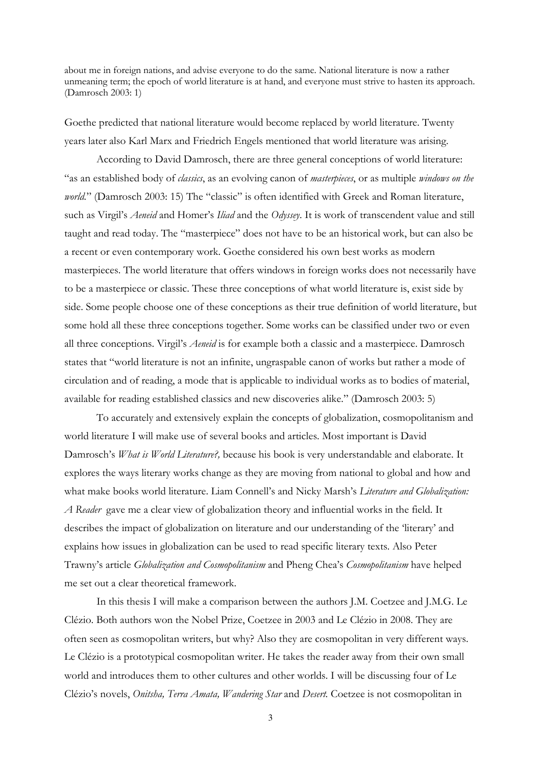about me in foreign nations, and advise everyone to do the same. National literature is now a rather unmeaning term; the epoch of world literature is at hand, and everyone must strive to hasten its approach. (Damrosch 2003: 1)

Goethe predicted that national literature would become replaced by world literature. Twenty years later also Karl Marx and Friedrich Engels mentioned that world literature was arising.

According to David Damrosch, there are three general conceptions of world literature: "as an established body of *classics*, as an evolving canon of *masterpieces*, or as multiple *windows on the world*." (Damrosch 2003: 15) The "classic" is often identified with Greek and Roman literature, such as Virgil's *Aeneid* and Homer's *Iliad* and the *Odyssey*. It is work of transcendent value and still taught and read today. The "masterpiece" does not have to be an historical work, but can also be a recent or even contemporary work. Goethe considered his own best works as modern masterpieces. The world literature that offers windows in foreign works does not necessarily have to be a masterpiece or classic. These three conceptions of what world literature is, exist side by side. Some people choose one of these conceptions as their true definition of world literature, but some hold all these three conceptions together. Some works can be classified under two or even all three conceptions. Virgil's *Aeneid* is for example both a classic and a masterpiece. Damrosch states that "world literature is not an infinite, ungraspable canon of works but rather a mode of circulation and of reading, a mode that is applicable to individual works as to bodies of material, available for reading established classics and new discoveries alike." (Damrosch 2003: 5)

To accurately and extensively explain the concepts of globalization, cosmopolitanism and world literature I will make use of several books and articles. Most important is David Damrosch's *What is World Literature?,* because his book is very understandable and elaborate. It explores the ways literary works change as they are moving from national to global and how and what make books world literature. Liam Connell's and Nicky Marsh's *Literature and Globalization: A Reader* gave me a clear view of globalization theory and influential works in the field. It describes the impact of globalization on literature and our understanding of the 'literary' and explains how issues in globalization can be used to read specific literary texts. Also Peter Trawny's article *Globalization and Cosmopolitanism* and Pheng Chea's *Cosmopolitanism* have helped me set out a clear theoretical framework.

In this thesis I will make a comparison between the authors J.M. Coetzee and J.M.G. Le Clézio. Both authors won the Nobel Prize, Coetzee in 2003 and Le Clézio in 2008. They are often seen as cosmopolitan writers, but why? Also they are cosmopolitan in very different ways. Le Clézio is a prototypical cosmopolitan writer. He takes the reader away from their own small world and introduces them to other cultures and other worlds. I will be discussing four of Le Clézio's novels, *Onitsha, Terra Amata, Wandering Star* and *Desert.* Coetzee is not cosmopolitan in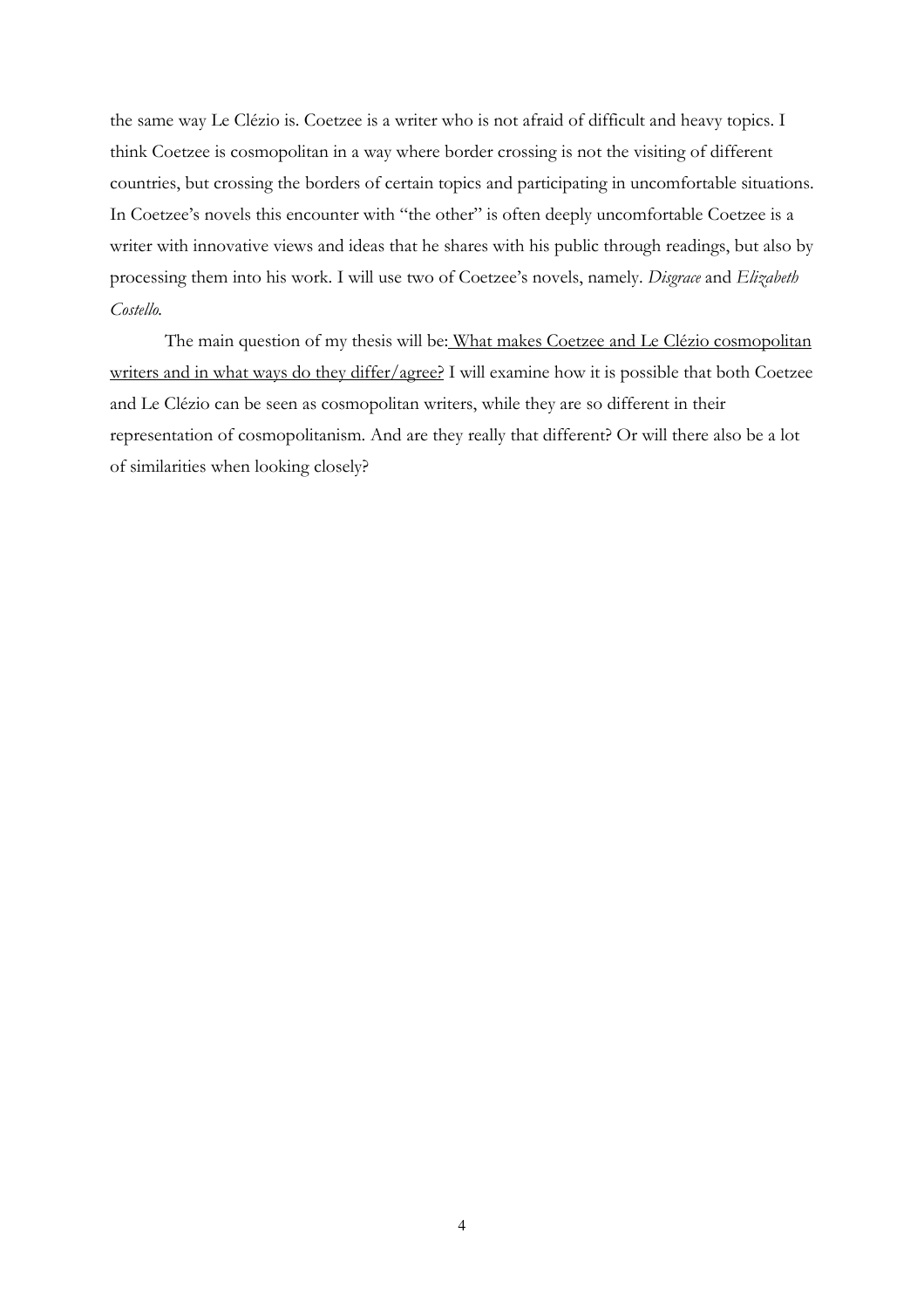the same way Le Clézio is. Coetzee is a writer who is not afraid of difficult and heavy topics. I think Coetzee is cosmopolitan in a way where border crossing is not the visiting of different countries, but crossing the borders of certain topics and participating in uncomfortable situations. In Coetzee's novels this encounter with "the other" is often deeply uncomfortable Coetzee is a writer with innovative views and ideas that he shares with his public through readings, but also by processing them into his work. I will use two of Coetzee's novels, namely. *Disgrace* and *Elizabeth Costello.*

The main question of my thesis will be: <u>What makes Coetzee and Le Clézio cosmopolitan writers and in what ways do they differ/agree?</u> I will examine how it is possible that both Coetzee and Le Clézio can be seen as cosmopolitan writers, while they are so different in their representation of cosmopolitanism. And are they really that different? Or will there also be a lot of similarities when looking closely?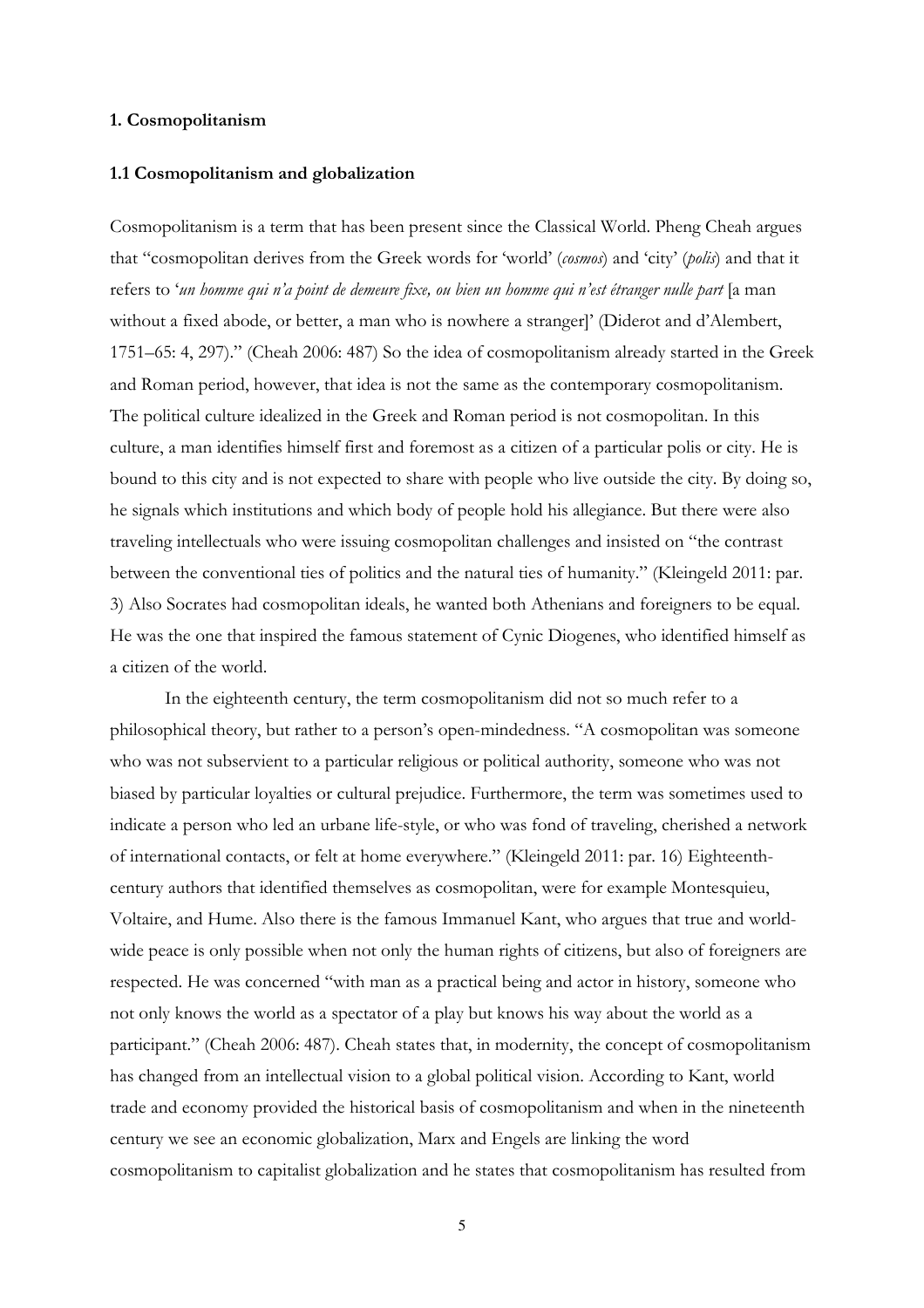## 1. Cosmopolitanism

### 1.1 Cosmopolitanism and globalization

Cosmopolitanism is a term that has been present since the Classical World. Pheng Cheah argues that "cosmopolitan derives from the Greek words for 'world' (*cosmos*) and 'city' (*polis*) and that it refers to '*un homme qui n'a point de demeure fixe, ou bien un homme qui n'est étranger nulle part* [a man without a fixed abode, or better, a man who is nowhere a stranger]' (Diderot and d'Alembert, 1751–65: 4, 297)." (Cheah 2006: 487) So the idea of cosmopolitanism already started in the Greek and Roman period, however, that idea is not the same as the contemporary cosmopolitanism. The political culture idealized in the Greek and Roman period is not cosmopolitan. In this culture, a man identifies himself first and foremost as a citizen of a particular polis or city. He is bound to this city and is not expected to share with people who live outside the city. By doing so, he signals which institutions and which body of people hold his allegiance. But there were also traveling intellectuals who were issuing cosmopolitan challenges and insisted on "the contrast between the conventional ties of politics and the natural ties of humanity." (Kleingeld 2011: par. 3) Also Socrates had cosmopolitan ideals, he wanted both Athenians and foreigners to be equal. He was the one that inspired the famous statement of Cynic Diogenes, who identified himself as a citizen of the world.

In the eighteenth century, the term cosmopolitanism did not so much refer to a philosophical theory, but rather to a person's open-mindedness. "A cosmopolitan was someone who was not subservient to a particular religious or political authority, someone who was not biased by particular loyalties or cultural prejudice. Furthermore, the term was sometimes used to indicate a person who led an urbane life-style, or who was fond of traveling, cherished a network of international contacts, or felt at home everywhere." (Kleingeld 2011: par. 16) Eighteenth-century authors that identified themselves as cosmopolitan, were for example Montesquieu, Voltaire, and Hume. Also there is the famous Immanuel Kant, who argues that true and world-wide peace is only possible when not only the human rights of citizens, but also of foreigners are respected. He was concerned "with man as a practical being and actor in history, someone who not only knows the world as a spectator of a play but knows his way about the world as a participant." (Cheah 2006: 487). Cheah states that, in modernity, the concept of cosmopolitanism has changed from an intellectual vision to a global political vision. According to Kant, world trade and economy provided the historical basis of cosmopolitanism and when in the nineteenth century we see an economic globalization, Marx and Engels are linking the word cosmopolitanism to capitalist globalization and he states that cosmopolitanism has resulted from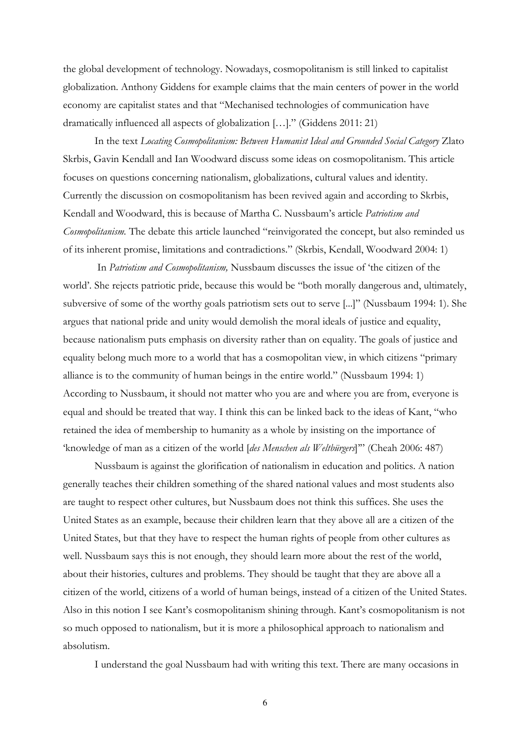the global development of technology. Nowadays, cosmopolitanism is still linked to capitalist globalization. Anthony Giddens for example claims that the main centers of power in the world economy are capitalist states and that "Mechanised technologies of communication have dramatically influenced all aspects of globalization […]." (Giddens 2011: 21)

In the text *Locating Cosmopolitanism: Between Humanist Ideal and Grounded Social Category* Zlato Skrbis, Gavin Kendall and Ian Woodward discuss some ideas on cosmopolitanism. This article focuses on questions concerning nationalism, globalizations, cultural values and identity. Currently the discussion on cosmopolitanism has been revived again and according to Skrbis, Kendall and Woodward, this is because of Martha C. Nussbaum's article *Patriotism and Cosmopolitanism.* The debate this article launched "reinvigorated the concept, but also reminded us of its inherent promise, limitations and contradictions." (Skrbis, Kendall, Woodward 2004: 1)

In *Patriotism and Cosmopolitanism,* Nussbaum discusses the issue of 'the citizen of the world'. She rejects patriotic pride, because this would be "both morally dangerous and, ultimately, subversive of some of the worthy goals patriotism sets out to serve [...]" (Nussbaum 1994: 1). She argues that national pride and unity would demolish the moral ideals of justice and equality, because nationalism puts emphasis on diversity rather than on equality. The goals of justice and equality belong much more to a world that has a cosmopolitan view, in which citizens "primary alliance is to the community of human beings in the entire world." (Nussbaum 1994: 1) According to Nussbaum, it should not matter who you are and where you are from, everyone is equal and should be treated that way. I think this can be linked back to the ideas of Kant, "who retained the idea of membership to humanity as a whole by insisting on the importance of 'knowledge of man as a citizen of the world [*des Menschen als Weltbürgers*]'" (Cheah 2006: 487)

Nussbaum is against the glorification of nationalism in education and politics. A nation generally teaches their children something of the shared national values and most students also are taught to respect other cultures, but Nussbaum does not think this suffices. She uses the United States as an example, because their children learn that they above all are a citizen of the United States, but that they have to respect the human rights of people from other cultures as well. Nussbaum says this is not enough, they should learn more about the rest of the world, about their histories, cultures and problems. They should be taught that they are above all a citizen of the world, citizens of a world of human beings, instead of a citizen of the United States. Also in this notion I see Kant's cosmopolitanism shining through. Kant's cosmopolitanism is not so much opposed to nationalism, but it is more a philosophical approach to nationalism and absolutism.

I understand the goal Nussbaum had with writing this text. There are many occasions in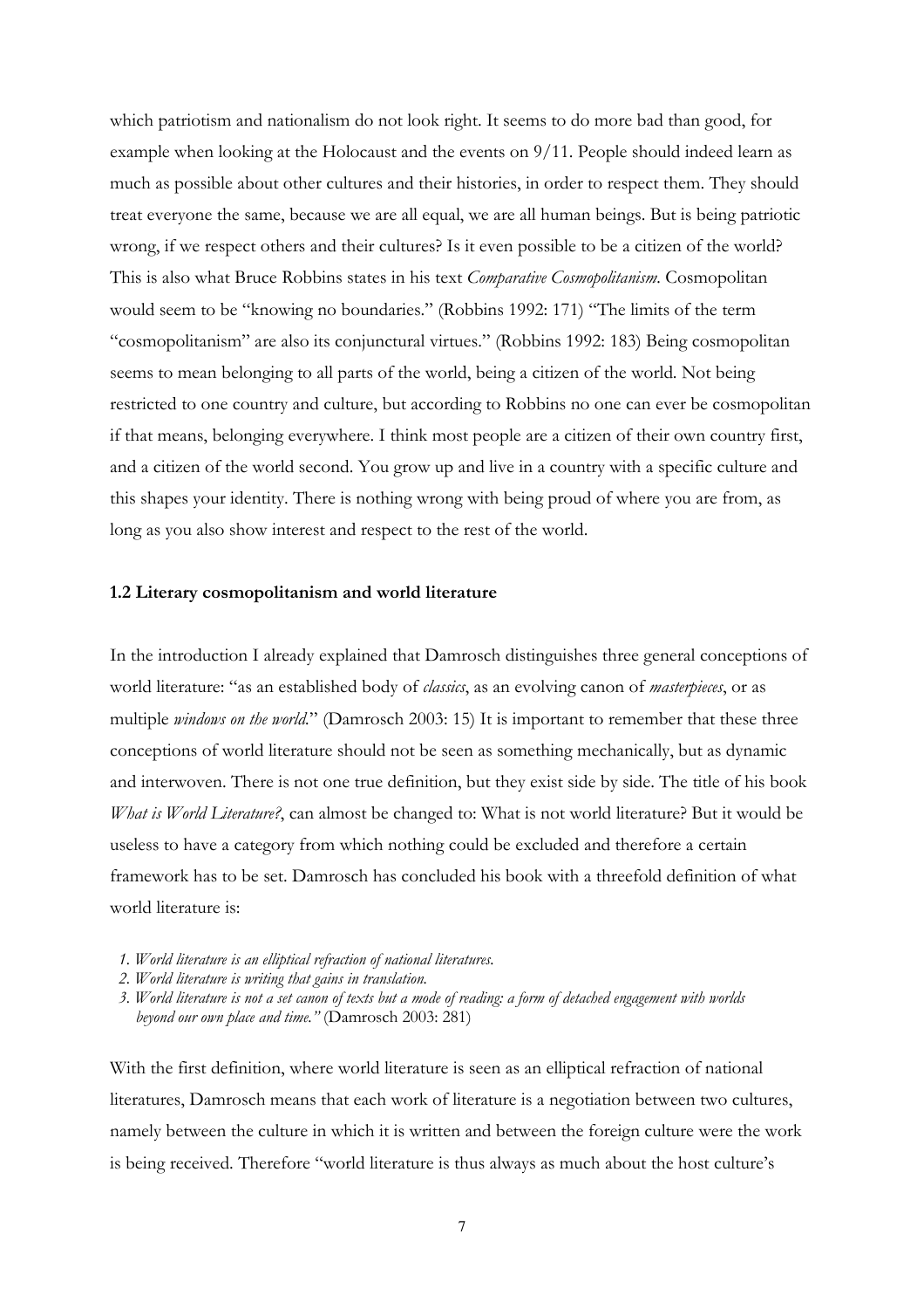which patriotism and nationalism do not look right. It seems to do more bad than good, for example when looking at the Holocaust and the events on 9/11. People should indeed learn as much as possible about other cultures and their histories, in order to respect them. They should treat everyone the same, because we are all equal, we are all human beings. But is being patriotic wrong, if we respect others and their cultures? Is it even possible to be a citizen of the world? This is also what Bruce Robbins states in his text *Comparative Cosmopolitanism*. Cosmopolitan would seem to be "knowing no boundaries." (Robbins 1992: 171) "The limits of the term "cosmopolitanism" are also its conjunctural virtues." (Robbins 1992: 183) Being cosmopolitan seems to mean belonging to all parts of the world, being a citizen of the world. Not being restricted to one country and culture, but according to Robbins no one can ever be cosmopolitan if that means, belonging everywhere. I think most people are a citizen of their own country first, and a citizen of the world second. You grow up and live in a country with a specific culture and this shapes your identity. There is nothing wrong with being proud of where you are from, as long as you also show interest and respect to the rest of the world.

### 1.2 Literary cosmopolitanism and world literature

In the introduction I already explained that Damrosch distinguishes three general conceptions of world literature: "as an established body of *classics*, as an evolving canon of *masterpieces*, or as multiple *windows on the world*." (Damrosch 2003: 15) It is important to remember that these three conceptions of world literature should not be seen as something mechanically, but as dynamic and interwoven. There is not one true definition, but they exist side by side. The title of his book *What is World Literature?*, can almost be changed to: What is not world literature? But it would be useless to have a category from which nothing could be excluded and therefore a certain framework has to be set. Damrosch has concluded his book with a threefold definition of what world literature is:

1. *World literature is an elliptical refraction of national literatures.*
2. *World literature is writing that gains in translation.*
3. *World literature is not a set canon of texts but a mode of reading: a form of detached engagement with worlds beyond our own place and time."* (Damrosch 2003: 281)

With the first definition, where world literature is seen as an elliptical refraction of national literatures, Damrosch means that each work of literature is a negotiation between two cultures, namely between the culture in which it is written and between the foreign culture were the work is being received. Therefore "world literature is thus always as much about the host culture's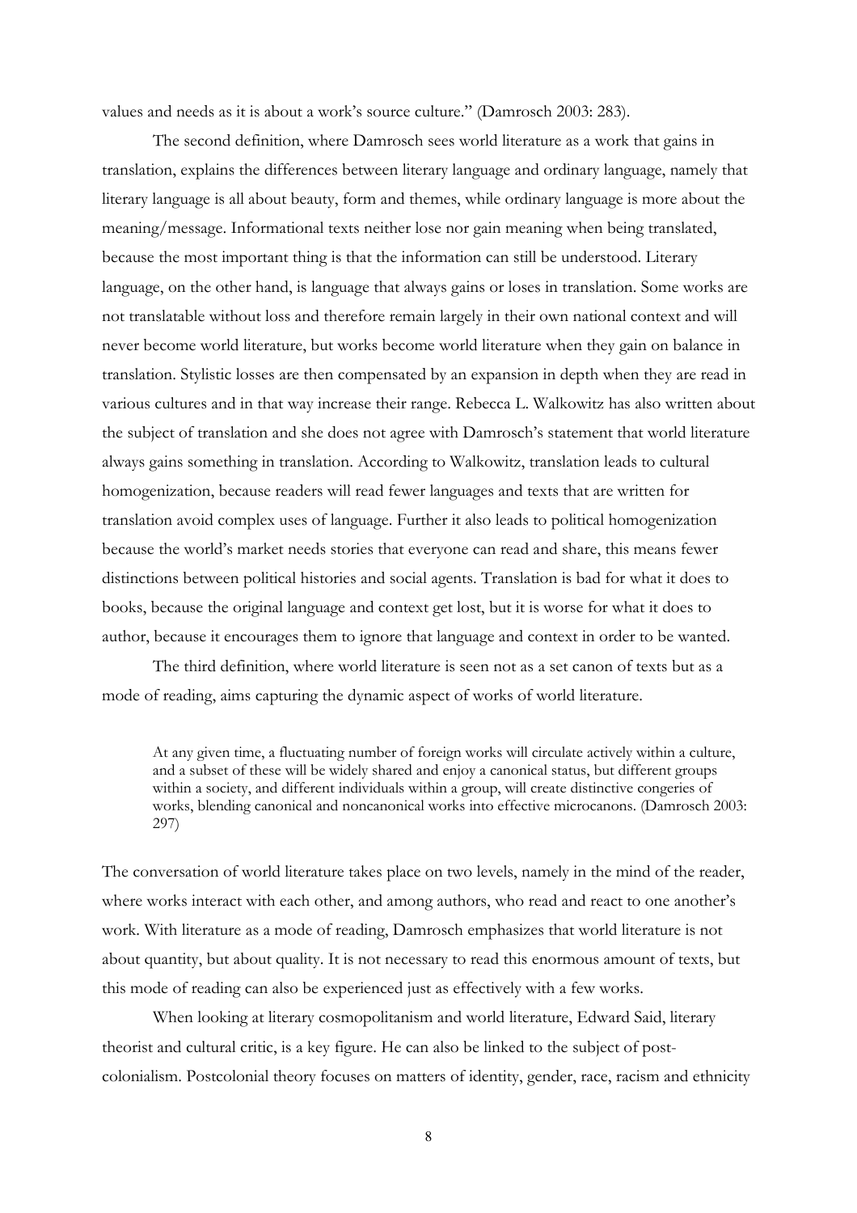values and needs as it is about a work's source culture." (Damrosch 2003: 283).

The second definition, where Damrosch sees world literature as a work that gains in translation, explains the differences between literary language and ordinary language, namely that literary language is all about beauty, form and themes, while ordinary language is more about the meaning/message. Informational texts neither lose nor gain meaning when being translated, because the most important thing is that the information can still be understood. Literary language, on the other hand, is language that always gains or loses in translation. Some works are not translatable without loss and therefore remain largely in their own national context and will never become world literature, but works become world literature when they gain on balance in translation. Stylistic losses are then compensated by an expansion in depth when they are read in various cultures and in that way increase their range. Rebecca L. Walkowitz has also written about the subject of translation and she does not agree with Damrosch's statement that world literature always gains something in translation. According to Walkowitz, translation leads to cultural homogenization, because readers will read fewer languages and texts that are written for translation avoid complex uses of language. Further it also leads to political homogenization because the world's market needs stories that everyone can read and share, this means fewer distinctions between political histories and social agents. Translation is bad for what it does to books, because the original language and context get lost, but it is worse for what it does to author, because it encourages them to ignore that language and context in order to be wanted.

The third definition, where world literature is seen not as a set canon of texts but as a mode of reading, aims capturing the dynamic aspect of works of world literature.

> At any given time, a fluctuating number of foreign works will circulate actively within a culture, and a subset of these will be widely shared and enjoy a canonical status, but different groups within a society, and different individuals within a group, will create distinctive congeries of works, blending canonical and noncanonical works into effective microcanons. (Damrosch 2003: 297)

The conversation of world literature takes place on two levels, namely in the mind of the reader, where works interact with each other, and among authors, who read and react to one another's work. With literature as a mode of reading, Damrosch emphasizes that world literature is not about quantity, but about quality. It is not necessary to read this enormous amount of texts, but this mode of reading can also be experienced just as effectively with a few works.

When looking at literary cosmopolitanism and world literature, Edward Said, literary theorist and cultural critic, is a key figure. He can also be linked to the subject of post-colonialism. Postcolonial theory focuses on matters of identity, gender, race, racism and ethnicity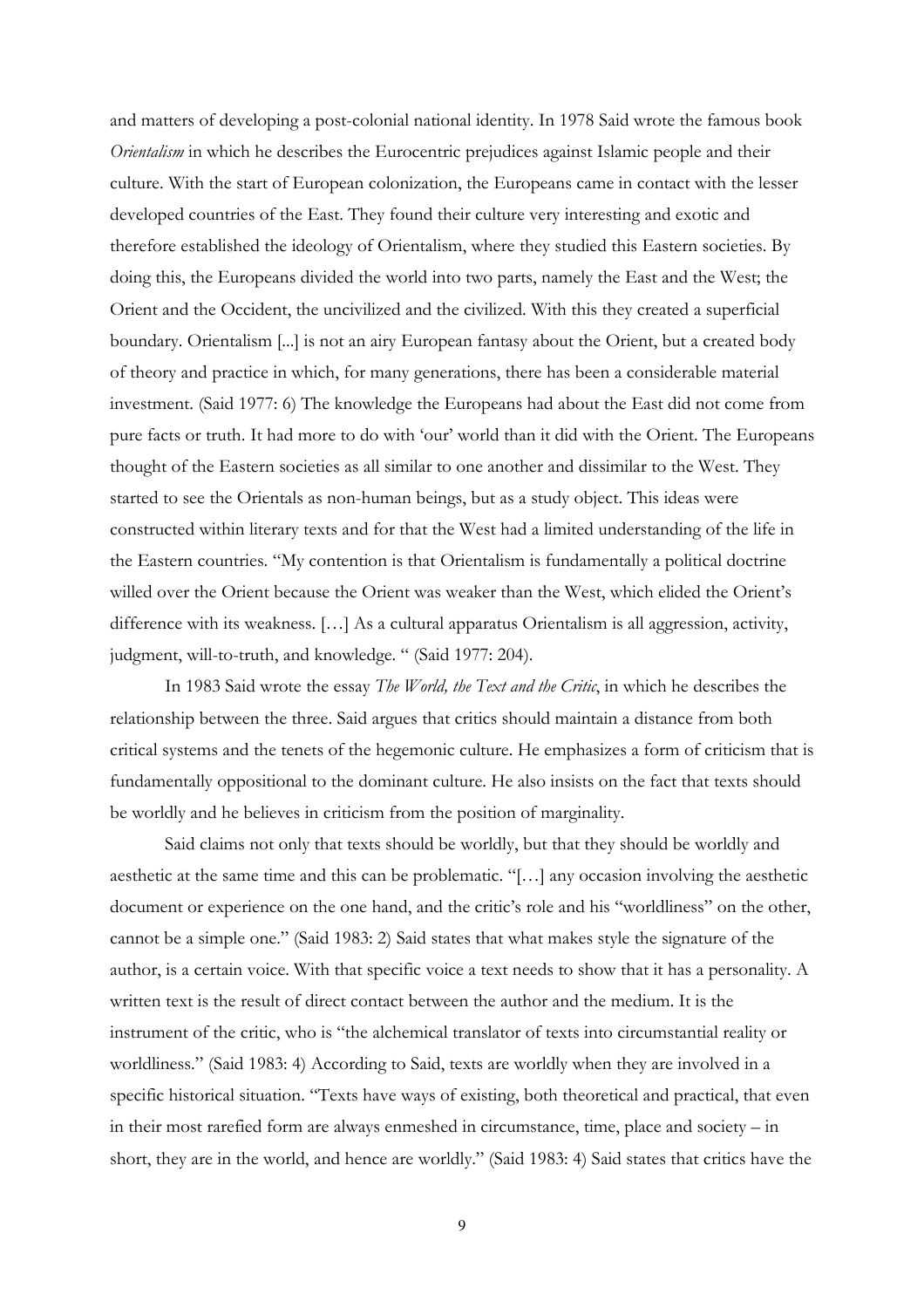and matters of developing a post-colonial national identity. In 1978 Said wrote the famous book *Orientalism* in which he describes the Eurocentric prejudices against Islamic people and their culture. With the start of European colonization, the Europeans came in contact with the lesser developed countries of the East. They found their culture very interesting and exotic and therefore established the ideology of Orientalism, where they studied this Eastern societies. By doing this, the Europeans divided the world into two parts, namely the East and the West; the Orient and the Occident, the uncivilized and the civilized. With this they created a superficial boundary. Orientalism [...] is not an airy European fantasy about the Orient, but a created body of theory and practice in which, for many generations, there has been a considerable material investment. (Said 1977: 6) The knowledge the Europeans had about the East did not come from pure facts or truth. It had more to do with 'our' world than it did with the Orient. The Europeans thought of the Eastern societies as all similar to one another and dissimilar to the West. They started to see the Orientals as non-human beings, but as a study object. This ideas were constructed within literary texts and for that the West had a limited understanding of the life in the Eastern countries. "My contention is that Orientalism is fundamentally a political doctrine willed over the Orient because the Orient was weaker than the West, which elided the Orient's difference with its weakness. […] As a cultural apparatus Orientalism is all aggression, activity, judgment, will-to-truth, and knowledge. " (Said 1977: 204).

In 1983 Said wrote the essay *The World, the Text and the Critic*, in which he describes the relationship between the three. Said argues that critics should maintain a distance from both critical systems and the tenets of the hegemonic culture. He emphasizes a form of criticism that is fundamentally oppositional to the dominant culture. He also insists on the fact that texts should be worldly and he believes in criticism from the position of marginality.

Said claims not only that texts should be worldly, but that they should be worldly and aesthetic at the same time and this can be problematic. "[…] any occasion involving the aesthetic document or experience on the one hand, and the critic's role and his "worldliness" on the other, cannot be a simple one." (Said 1983: 2) Said states that what makes style the signature of the author, is a certain voice. With that specific voice a text needs to show that it has a personality. A written text is the result of direct contact between the author and the medium. It is the instrument of the critic, who is "the alchemical translator of texts into circumstantial reality or worldliness." (Said 1983: 4) According to Said, texts are worldly when they are involved in a specific historical situation. "Texts have ways of existing, both theoretical and practical, that even in their most rarefied form are always enmeshed in circumstance, time, place and society – in short, they are in the world, and hence are worldly." (Said 1983: 4) Said states that critics have the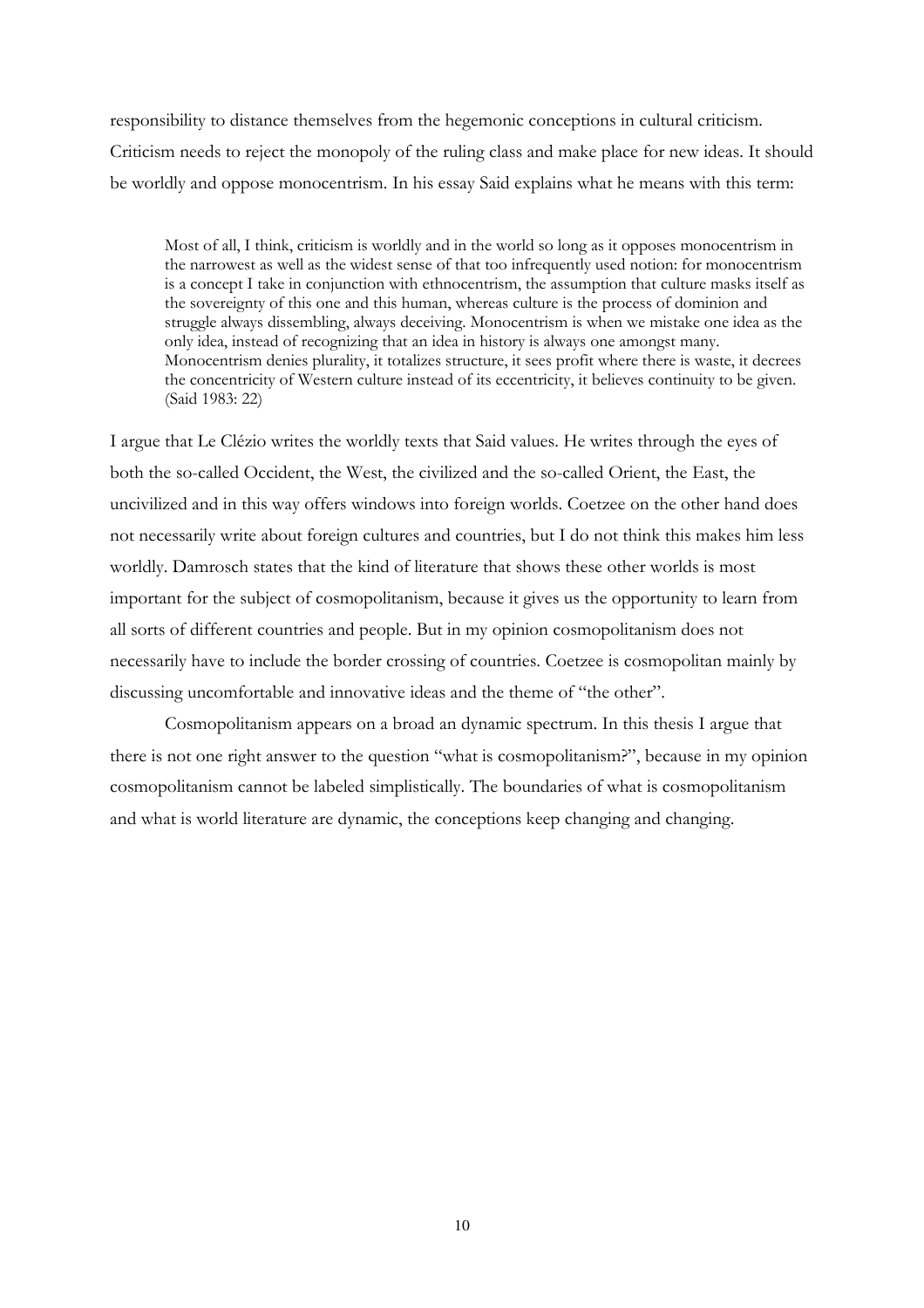responsibility to distance themselves from the hegemonic conceptions in cultural criticism. Criticism needs to reject the monopoly of the ruling class and make place for new ideas. It should be worldly and oppose monocentrism. In his essay Said explains what he means with this term:

> Most of all, I think, criticism is worldly and in the world so long as it opposes monocentrism in the narrowest as well as the widest sense of that too infrequently used notion: for monocentrism is a concept I take in conjunction with ethnocentrism, the assumption that culture masks itself as the sovereignty of this one and this human, whereas culture is the process of dominion and struggle always dissembling, always deceiving. Monocentrism is when we mistake one idea as the only idea, instead of recognizing that an idea in history is always one amongst many. Monocentrism denies plurality, it totalizes structure, it sees profit where there is waste, it decrees the concentricity of Western culture instead of its eccentricity, it believes continuity to be given. (Said 1983: 22)

I argue that Le Clézio writes the worldly texts that Said values. He writes through the eyes of both the so-called Occident, the West, the civilized and the so-called Orient, the East, the uncivilized and in this way offers windows into foreign worlds. Coetzee on the other hand does not necessarily write about foreign cultures and countries, but I do not think this makes him less worldly. Damrosch states that the kind of literature that shows these other worlds is most important for the subject of cosmopolitanism, because it gives us the opportunity to learn from all sorts of different countries and people. But in my opinion cosmopolitanism does not necessarily have to include the border crossing of countries. Coetzee is cosmopolitan mainly by discussing uncomfortable and innovative ideas and the theme of "the other".

Cosmopolitanism appears on a broad an dynamic spectrum. In this thesis I argue that there is not one right answer to the question "what is cosmopolitanism?", because in my opinion cosmopolitanism cannot be labeled simplistically. The boundaries of what is cosmopolitanism and what is world literature are dynamic, the conceptions keep changing and changing.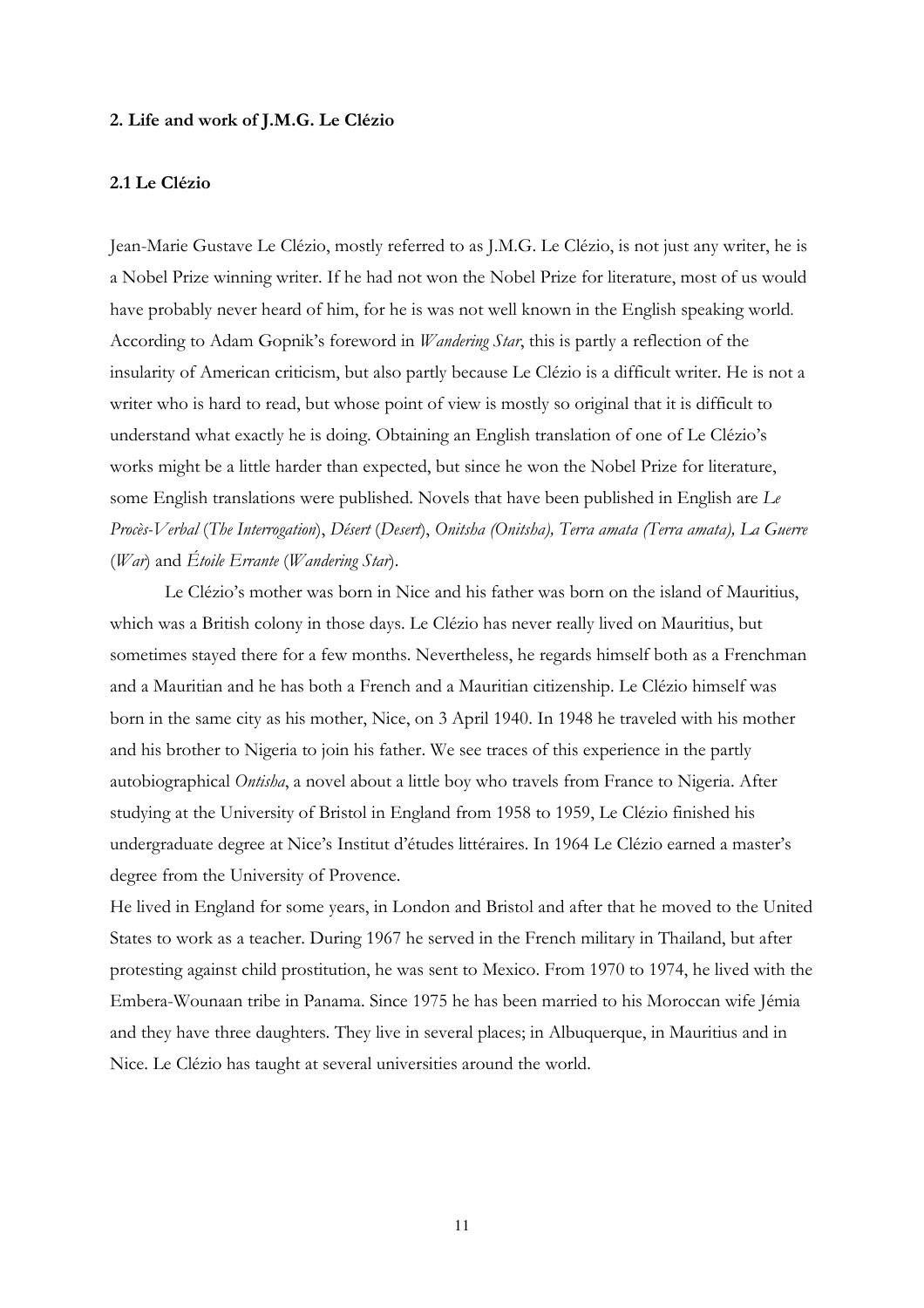## 2. Life and work of J.M.G. Le Clézio

### 2.1 Le Clézio

Jean-Marie Gustave Le Clézio, mostly referred to as J.M.G. Le Clézio, is not just any writer, he is a Nobel Prize winning writer. If he had not won the Nobel Prize for literature, most of us would have probably never heard of him, for he is was not well known in the English speaking world. According to Adam Gopnik's foreword in *Wandering Star*, this is partly a reflection of the insularity of American criticism, but also partly because Le Clézio is a difficult writer. He is not a writer who is hard to read, but whose point of view is mostly so original that it is difficult to understand what exactly he is doing. Obtaining an English translation of one of Le Clézio's works might be a little harder than expected, but since he won the Nobel Prize for literature, some English translations were published. Novels that have been published in English are *Le Procès-Verbal* (*The Interrogation*), *Désert* (*Desert*), *Onitsha (Onitsha), Terra amata (Terra amata), La Guerre* (*War*) and *Étoile Errante* (*Wandering Star*).

Le Clézio's mother was born in Nice and his father was born on the island of Mauritius, which was a British colony in those days. Le Clézio has never really lived on Mauritius, but sometimes stayed there for a few months. Nevertheless, he regards himself both as a Frenchman and a Mauritian and he has both a French and a Mauritian citizenship. Le Clézio himself was born in the same city as his mother, Nice, on 3 April 1940. In 1948 he traveled with his mother and his brother to Nigeria to join his father. We see traces of this experience in the partly autobiographical *Ontisha*, a novel about a little boy who travels from France to Nigeria. After studying at the University of Bristol in England from 1958 to 1959, Le Clézio finished his undergraduate degree at Nice's Institut d'études littéraires. In 1964 Le Clézio earned a master's degree from the University of Provence.

He lived in England for some years, in London and Bristol and after that he moved to the United States to work as a teacher. During 1967 he served in the French military in Thailand, but after protesting against child prostitution, he was sent to Mexico. From 1970 to 1974, he lived with the Embera-Wounaan tribe in Panama. Since 1975 he has been married to his Moroccan wife Jémia and they have three daughters. They live in several places; in Albuquerque, in Mauritius and in Nice. Le Clézio has taught at several universities around the world.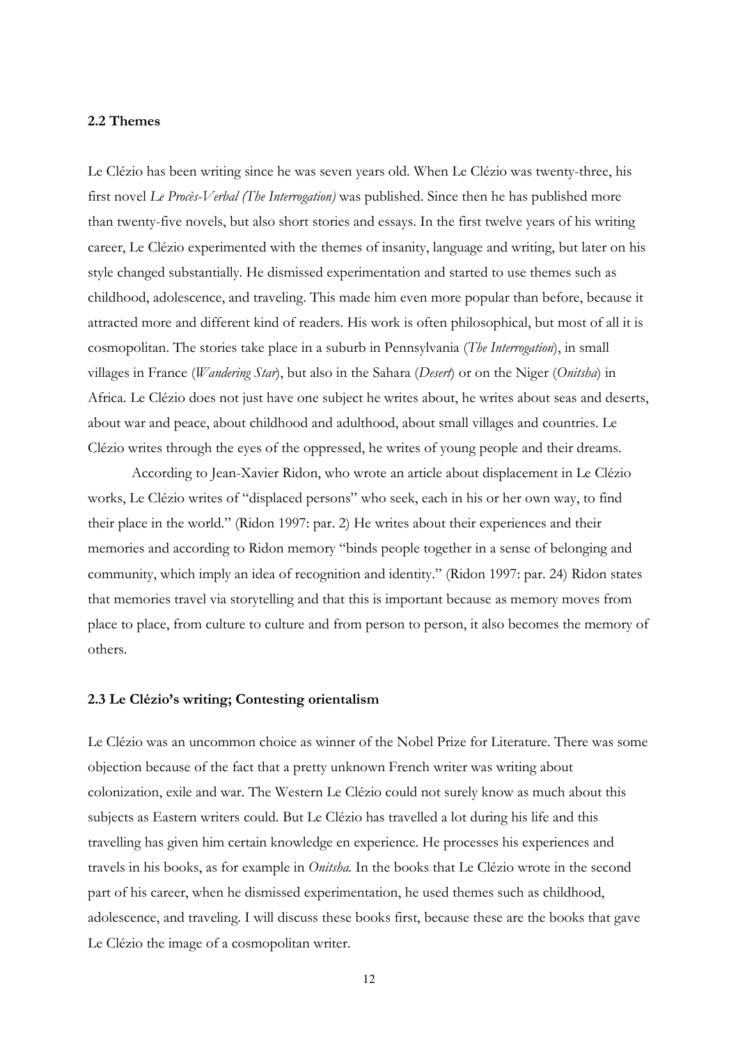### 2.2 Themes

Le Clézio has been writing since he was seven years old. When Le Clézio was twenty-three, his first novel *Le Procès-Verbal (The Interrogation)* was published. Since then he has published more than twenty-five novels, but also short stories and essays. In the first twelve years of his writing career, Le Clézio experimented with the themes of insanity, language and writing, but later on his style changed substantially. He dismissed experimentation and started to use themes such as childhood, adolescence, and traveling. This made him even more popular than before, because it attracted more and different kind of readers. His work is often philosophical, but most of all it is cosmopolitan. The stories take place in a suburb in Pennsylvania (*The Interrogation*), in small villages in France (*Wandering Star*), but also in the Sahara (*Desert*) or on the Niger (*Onitsha*) in Africa. Le Clézio does not just have one subject he writes about, he writes about seas and deserts, about war and peace, about childhood and adulthood, about small villages and countries. Le Clézio writes through the eyes of the oppressed, he writes of young people and their dreams.

According to Jean-Xavier Ridon, who wrote an article about displacement in Le Clézio works, Le Clézio writes of "displaced persons" who seek, each in his or her own way, to find their place in the world." (Ridon 1997: par. 2) He writes about their experiences and their memories and according to Ridon memory "binds people together in a sense of belonging and community, which imply an idea of recognition and identity." (Ridon 1997: par. 24) Ridon states that memories travel via storytelling and that this is important because as memory moves from place to place, from culture to culture and from person to person, it also becomes the memory of others.

### 2.3 Le Clézio's writing; Contesting orientalism

Le Clézio was an uncommon choice as winner of the Nobel Prize for Literature. There was some objection because of the fact that a pretty unknown French writer was writing about colonization, exile and war. The Western Le Clézio could not surely know as much about this subjects as Eastern writers could. But Le Clézio has travelled a lot during his life and this travelling has given him certain knowledge en experience. He processes his experiences and travels in his books, as for example in *Onitsha.* In the books that Le Clézio wrote in the second part of his career, when he dismissed experimentation, he used themes such as childhood, adolescence, and traveling. I will discuss these books first, because these are the books that gave Le Clézio the image of a cosmopolitan writer.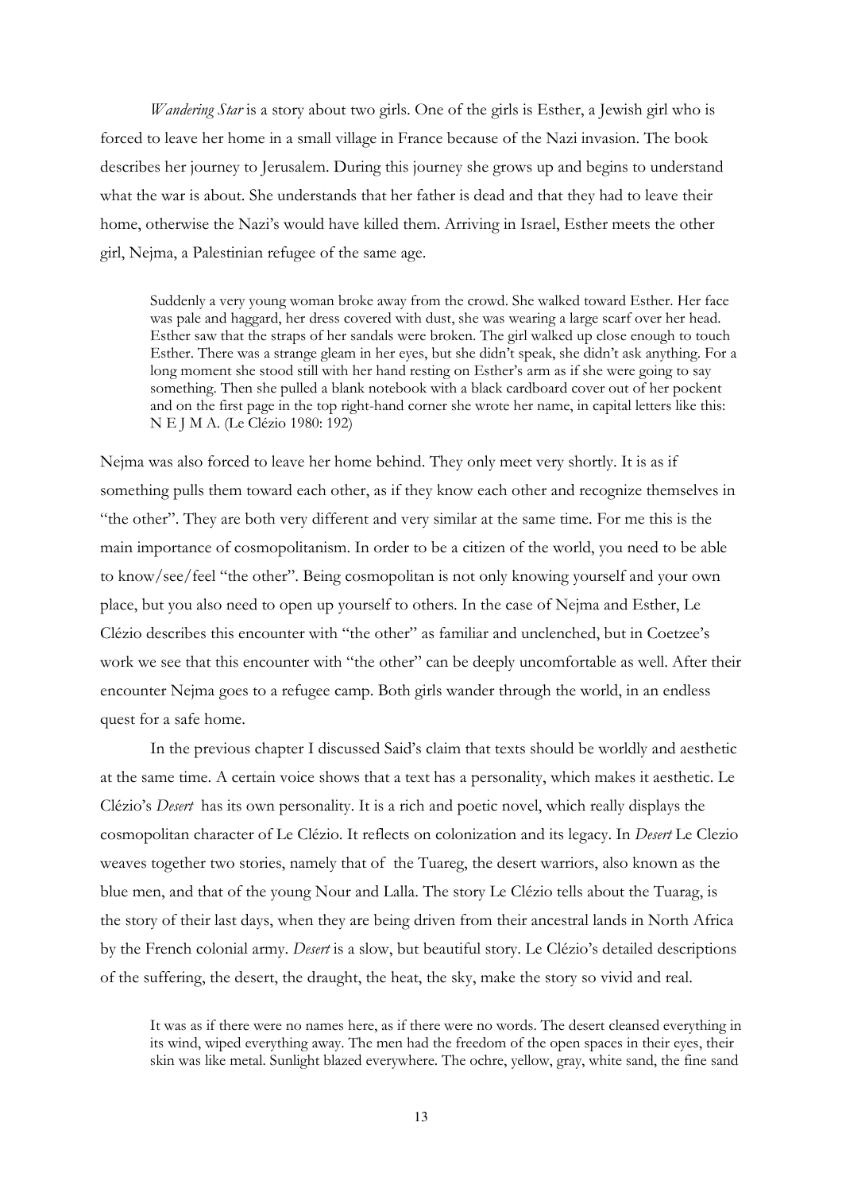*Wandering Star* is a story about two girls. One of the girls is Esther, a Jewish girl who is forced to leave her home in a small village in France because of the Nazi invasion. The book describes her journey to Jerusalem. During this journey she grows up and begins to understand what the war is about. She understands that her father is dead and that they had to leave their home, otherwise the Nazi's would have killed them. Arriving in Israel, Esther meets the other girl, Nejma, a Palestinian refugee of the same age.

> Suddenly a very young woman broke away from the crowd. She walked toward Esther. Her face was pale and haggard, her dress covered with dust, she was wearing a large scarf over her head. Esther saw that the straps of her sandals were broken. The girl walked up close enough to touch Esther. There was a strange gleam in her eyes, but she didn't speak, she didn't ask anything. For a long moment she stood still with her hand resting on Esther's arm as if she were going to say something. Then she pulled a blank notebook with a black cardboard cover out of her pockent and on the first page in the top right-hand corner she wrote her name, in capital letters like this: N E J M A. (Le Clézio 1980: 192)

Nejma was also forced to leave her home behind. They only meet very shortly. It is as if something pulls them toward each other, as if they know each other and recognize themselves in "the other". They are both very different and very similar at the same time. For me this is the main importance of cosmopolitanism. In order to be a citizen of the world, you need to be able to know/see/feel "the other". Being cosmopolitan is not only knowing yourself and your own place, but you also need to open up yourself to others. In the case of Nejma and Esther, Le Clézio describes this encounter with "the other" as familiar and unclenched, but in Coetzee's work we see that this encounter with "the other" can be deeply uncomfortable as well. After their encounter Nejma goes to a refugee camp. Both girls wander through the world, in an endless quest for a safe home.

In the previous chapter I discussed Said's claim that texts should be worldly and aesthetic at the same time. A certain voice shows that a text has a personality, which makes it aesthetic. Le Clézio's *Desert* has its own personality. It is a rich and poetic novel, which really displays the cosmopolitan character of Le Clézio. It reflects on colonization and its legacy. In *Desert* Le Clezio weaves together two stories, namely that of the Tuareg, the desert warriors, also known as the blue men, and that of the young Nour and Lalla. The story Le Clézio tells about the Tuarag, is the story of their last days, when they are being driven from their ancestral lands in North Africa by the French colonial army. *Desert* is a slow, but beautiful story. Le Clézio's detailed descriptions of the suffering, the desert, the draught, the heat, the sky, make the story so vivid and real.

> It was as if there were no names here, as if there were no words. The desert cleansed everything in its wind, wiped everything away. The men had the freedom of the open spaces in their eyes, their skin was like metal. Sunlight blazed everywhere. The ochre, yellow, gray, white sand, the fine sand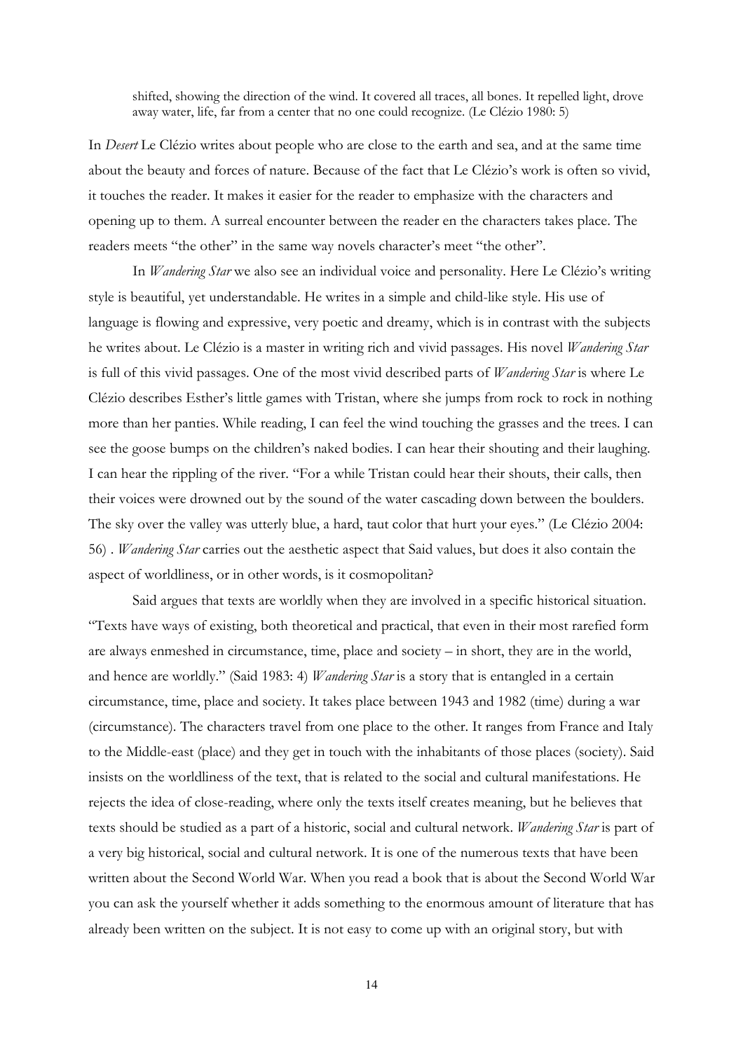> shifted, showing the direction of the wind. It covered all traces, all bones. It repelled light, drove away water, life, far from a center that no one could recognize. (Le Clézio 1980: 5)

In *Desert* Le Clézio writes about people who are close to the earth and sea, and at the same time about the beauty and forces of nature. Because of the fact that Le Clézio's work is often so vivid, it touches the reader. It makes it easier for the reader to emphasize with the characters and opening up to them. A surreal encounter between the reader en the characters takes place. The readers meets "the other" in the same way novels character's meet "the other".

In *Wandering Star* we also see an individual voice and personality. Here Le Clézio's writing style is beautiful, yet understandable. He writes in a simple and child-like style. His use of language is flowing and expressive, very poetic and dreamy, which is in contrast with the subjects he writes about. Le Clézio is a master in writing rich and vivid passages. His novel *Wandering Star* is full of this vivid passages. One of the most vivid described parts of *Wandering Star* is where Le Clézio describes Esther's little games with Tristan, where she jumps from rock to rock in nothing more than her panties. While reading, I can feel the wind touching the grasses and the trees. I can see the goose bumps on the children's naked bodies. I can hear their shouting and their laughing. I can hear the rippling of the river. "For a while Tristan could hear their shouts, their calls, then their voices were drowned out by the sound of the water cascading down between the boulders. The sky over the valley was utterly blue, a hard, taut color that hurt your eyes." (Le Clézio 2004: 56) . *Wandering Star* carries out the aesthetic aspect that Said values, but does it also contain the aspect of worldliness, or in other words, is it cosmopolitan?

Said argues that texts are worldly when they are involved in a specific historical situation. "Texts have ways of existing, both theoretical and practical, that even in their most rarefied form are always enmeshed in circumstance, time, place and society – in short, they are in the world, and hence are worldly." (Said 1983: 4) *Wandering Star* is a story that is entangled in a certain circumstance, time, place and society. It takes place between 1943 and 1982 (time) during a war (circumstance). The characters travel from one place to the other. It ranges from France and Italy to the Middle-east (place) and they get in touch with the inhabitants of those places (society). Said insists on the worldliness of the text, that is related to the social and cultural manifestations. He rejects the idea of close-reading, where only the texts itself creates meaning, but he believes that texts should be studied as a part of a historic, social and cultural network. *Wandering Star* is part of a very big historical, social and cultural network. It is one of the numerous texts that have been written about the Second World War. When you read a book that is about the Second World War you can ask the yourself whether it adds something to the enormous amount of literature that has already been written on the subject. It is not easy to come up with an original story, but with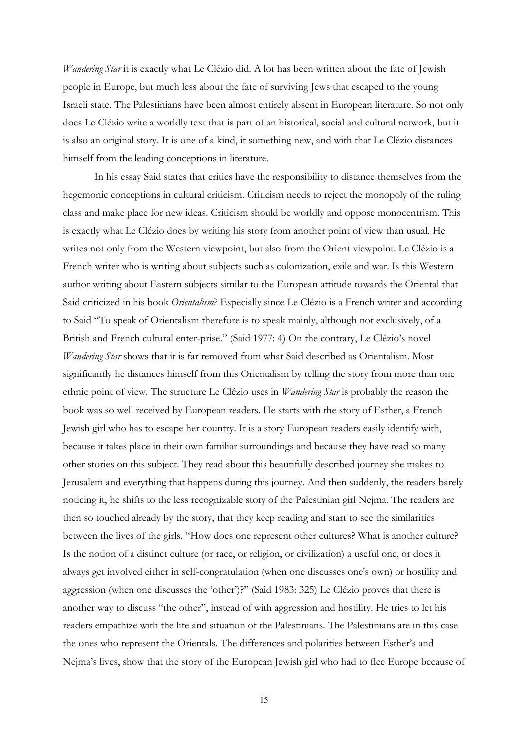*Wandering Star* it is exactly what Le Clézio did. A lot has been written about the fate of Jewish people in Europe, but much less about the fate of surviving Jews that escaped to the young Israeli state. The Palestinians have been almost entirely absent in European literature. So not only does Le Clézio write a worldly text that is part of an historical, social and cultural network, but it is also an original story. It is one of a kind, it something new, and with that Le Clézio distances himself from the leading conceptions in literature.

In his essay Said states that critics have the responsibility to distance themselves from the hegemonic conceptions in cultural criticism. Criticism needs to reject the monopoly of the ruling class and make place for new ideas. Criticism should be worldly and oppose monocentrism. This is exactly what Le Clézio does by writing his story from another point of view than usual. He writes not only from the Western viewpoint, but also from the Orient viewpoint. Le Clézio is a French writer who is writing about subjects such as colonization, exile and war. Is this Western author writing about Eastern subjects similar to the European attitude towards the Oriental that Said criticized in his book *Orientalism*? Especially since Le Clézio is a French writer and according to Said "To speak of Orientalism therefore is to speak mainly, although not exclusively, of a British and French cultural enter-prise." (Said 1977: 4) On the contrary, Le Clézio's novel *Wandering Star* shows that it is far removed from what Said described as Orientalism. Most significantly he distances himself from this Orientalism by telling the story from more than one ethnic point of view. The structure Le Clézio uses in *Wandering Star* is probably the reason the book was so well received by European readers. He starts with the story of Esther, a French Jewish girl who has to escape her country. It is a story European readers easily identify with, because it takes place in their own familiar surroundings and because they have read so many other stories on this subject. They read about this beautifully described journey she makes to Jerusalem and everything that happens during this journey. And then suddenly, the readers barely noticing it, he shifts to the less recognizable story of the Palestinian girl Nejma. The readers are then so touched already by the story, that they keep reading and start to see the similarities between the lives of the girls. "How does one represent other cultures? What is another culture? Is the notion of a distinct culture (or race, or religion, or civilization) a useful one, or does it always get involved either in self-congratulation (when one discusses one's own) or hostility and aggression (when one discusses the 'other')?" (Said 1983: 325) Le Clézio proves that there is another way to discuss "the other", instead of with aggression and hostility. He tries to let his readers empathize with the life and situation of the Palestinians. The Palestinians are in this case the ones who represent the Orientals. The differences and polarities between Esther's and Nejma's lives, show that the story of the European Jewish girl who had to flee Europe because of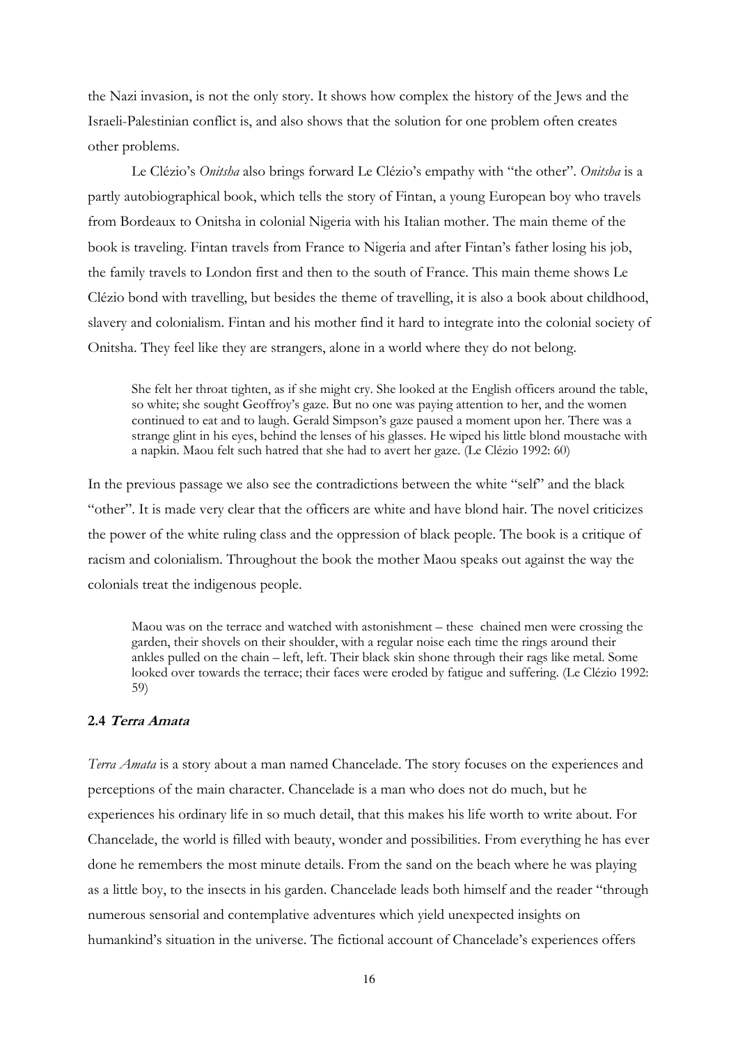the Nazi invasion, is not the only story. It shows how complex the history of the Jews and the Israeli-Palestinian conflict is, and also shows that the solution for one problem often creates other problems.

Le Clézio's *Onitsha* also brings forward Le Clézio's empathy with "the other". *Onitsha* is a partly autobiographical book, which tells the story of Fintan, a young European boy who travels from Bordeaux to Onitsha in colonial Nigeria with his Italian mother. The main theme of the book is traveling. Fintan travels from France to Nigeria and after Fintan's father losing his job, the family travels to London first and then to the south of France. This main theme shows Le Clézio bond with travelling, but besides the theme of travelling, it is also a book about childhood, slavery and colonialism. Fintan and his mother find it hard to integrate into the colonial society of Onitsha. They feel like they are strangers, alone in a world where they do not belong.

> She felt her throat tighten, as if she might cry. She looked at the English officers around the table, so white; she sought Geoffroy's gaze. But no one was paying attention to her, and the women continued to eat and to laugh. Gerald Simpson's gaze paused a moment upon her. There was a strange glint in his eyes, behind the lenses of his glasses. He wiped his little blond moustache with a napkin. Maou felt such hatred that she had to avert her gaze. (Le Clézio 1992: 60)

In the previous passage we also see the contradictions between the white "self" and the black "other". It is made very clear that the officers are white and have blond hair. The novel criticizes the power of the white ruling class and the oppression of black people. The book is a critique of racism and colonialism. Throughout the book the mother Maou speaks out against the way the colonials treat the indigenous people.

> Maou was on the terrace and watched with astonishment – these chained men were crossing the garden, their shovels on their shoulder, with a regular noise each time the rings around their ankles pulled on the chain – left, left. Their black skin shone through their rags like metal. Some looked over towards the terrace; their faces were eroded by fatigue and suffering. (Le Clézio 1992: 59)

### 2.4 *Terra Amata*

*Terra Amata* is a story about a man named Chancelade. The story focuses on the experiences and perceptions of the main character. Chancelade is a man who does not do much, but he experiences his ordinary life in so much detail, that this makes his life worth to write about. For Chancelade, the world is filled with beauty, wonder and possibilities. From everything he has ever done he remembers the most minute details. From the sand on the beach where he was playing as a little boy, to the insects in his garden. Chancelade leads both himself and the reader "through numerous sensorial and contemplative adventures which yield unexpected insights on humankind's situation in the universe. The fictional account of Chancelade's experiences offers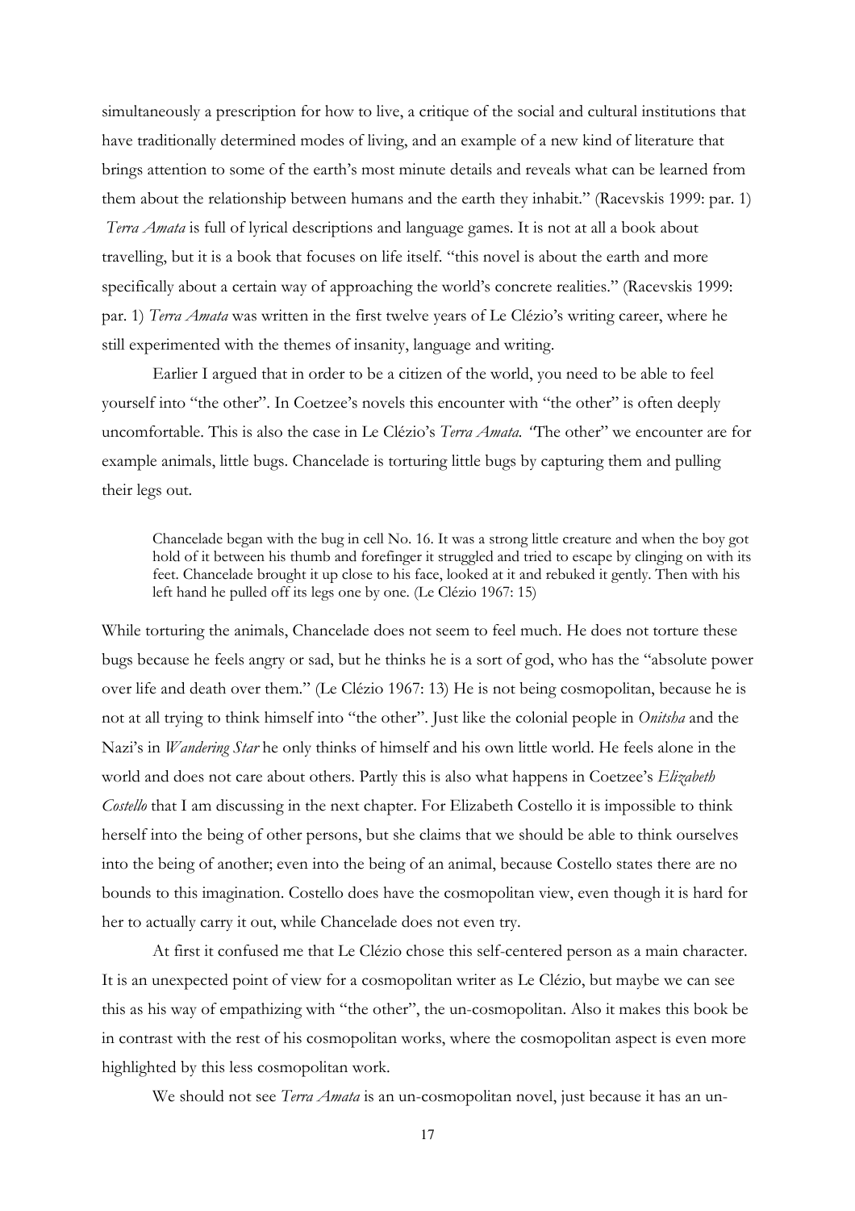simultaneously a prescription for how to live, a critique of the social and cultural institutions that have traditionally determined modes of living, and an example of a new kind of literature that brings attention to some of the earth's most minute details and reveals what can be learned from them about the relationship between humans and the earth they inhabit." (Racevskis 1999: par. 1) *Terra Amata* is full of lyrical descriptions and language games. It is not at all a book about travelling, but it is a book that focuses on life itself. "this novel is about the earth and more specifically about a certain way of approaching the world's concrete realities." (Racevskis 1999: par. 1) *Terra Amata* was written in the first twelve years of Le Clézio's writing career, where he still experimented with the themes of insanity, language and writing.

Earlier I argued that in order to be a citizen of the world, you need to be able to feel yourself into "the other". In Coetzee's novels this encounter with "the other" is often deeply uncomfortable. This is also the case in Le Clézio's *Terra Amata. "*The other" we encounter are for example animals, little bugs. Chancelade is torturing little bugs by capturing them and pulling their legs out.

> Chancelade began with the bug in cell No. 16. It was a strong little creature and when the boy got hold of it between his thumb and forefinger it struggled and tried to escape by clinging on with its feet. Chancelade brought it up close to his face, looked at it and rebuked it gently. Then with his left hand he pulled off its legs one by one. (Le Clézio 1967: 15)

While torturing the animals, Chancelade does not seem to feel much. He does not torture these bugs because he feels angry or sad, but he thinks he is a sort of god, who has the "absolute power over life and death over them." (Le Clézio 1967: 13) He is not being cosmopolitan, because he is not at all trying to think himself into "the other". Just like the colonial people in *Onitsha* and the Nazi's in *Wandering Star* he only thinks of himself and his own little world. He feels alone in the world and does not care about others. Partly this is also what happens in Coetzee's *Elizabeth Costello* that I am discussing in the next chapter. For Elizabeth Costello it is impossible to think herself into the being of other persons, but she claims that we should be able to think ourselves into the being of another; even into the being of an animal, because Costello states there are no bounds to this imagination. Costello does have the cosmopolitan view, even though it is hard for her to actually carry it out, while Chancelade does not even try.

At first it confused me that Le Clézio chose this self-centered person as a main character. It is an unexpected point of view for a cosmopolitan writer as Le Clézio, but maybe we can see this as his way of empathizing with "the other", the un-cosmopolitan. Also it makes this book be in contrast with the rest of his cosmopolitan works, where the cosmopolitan aspect is even more highlighted by this less cosmopolitan work.

We should not see *Terra Amata* is an un-cosmopolitan novel, just because it has an un-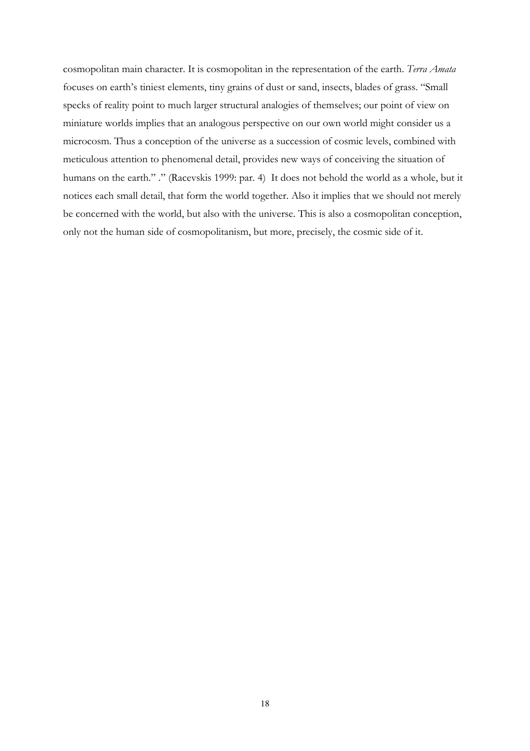cosmopolitan main character. It is cosmopolitan in the representation of the earth. *Terra Amata* focuses on earth's tiniest elements, tiny grains of dust or sand, insects, blades of grass. "Small specks of reality point to much larger structural analogies of themselves; our point of view on miniature worlds implies that an analogous perspective on our own world might consider us a microcosm. Thus a conception of the universe as a succession of cosmic levels, combined with meticulous attention to phenomenal detail, provides new ways of conceiving the situation of humans on the earth." ." (Racevskis 1999: par. 4) It does not behold the world as a whole, but it notices each small detail, that form the world together. Also it implies that we should not merely be concerned with the world, but also with the universe. This is also a cosmopolitan conception, only not the human side of cosmopolitanism, but more, precisely, the cosmic side of it.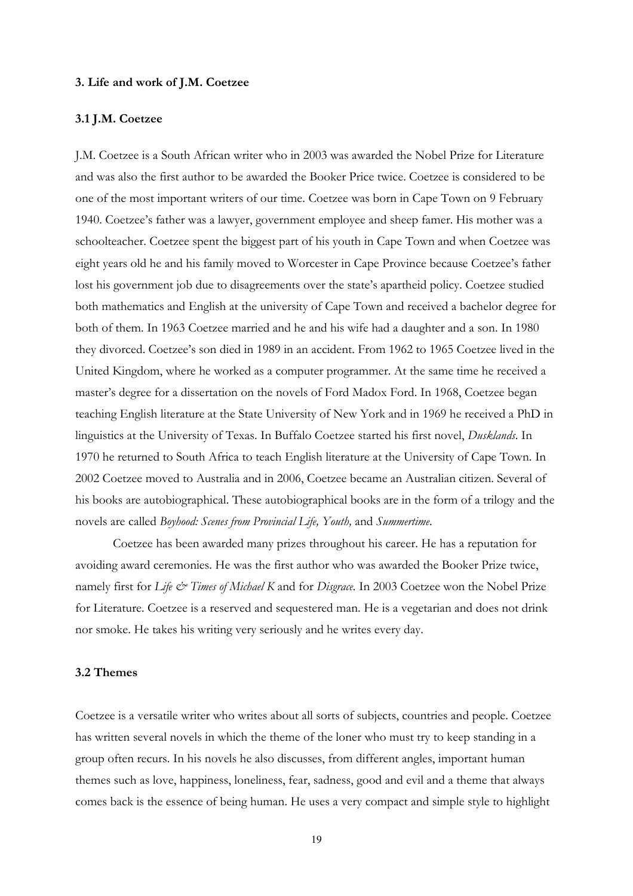**3. Life and work of J.M. Coetzee**

**3.1 J.M. Coetzee**

J.M. Coetzee is a South African writer who in 2003 was awarded the Nobel Prize for Literature and was also the first author to be awarded the Booker Price twice. Coetzee is considered to be one of the most important writers of our time. Coetzee was born in Cape Town on 9 February 1940. Coetzee's father was a lawyer, government employee and sheep famer. His mother was a schoolteacher. Coetzee spent the biggest part of his youth in Cape Town and when Coetzee was eight years old he and his family moved to Worcester in Cape Province because Coetzee's father lost his government job due to disagreements over the state's apartheid policy. Coetzee studied both mathematics and English at the university of Cape Town and received a bachelor degree for both of them. In 1963 Coetzee married and he and his wife had a daughter and a son. In 1980 they divorced. Coetzee's son died in 1989 in an accident. From 1962 to 1965 Coetzee lived in the United Kingdom, where he worked as a computer programmer. At the same time he received a master's degree for a dissertation on the novels of Ford Madox Ford. In 1968, Coetzee began teaching English literature at the State University of New York and in 1969 he received a PhD in linguistics at the University of Texas. In Buffalo Coetzee started his first novel, *Dusklands*. In 1970 he returned to South Africa to teach English literature at the University of Cape Town. In 2002 Coetzee moved to Australia and in 2006, Coetzee became an Australian citizen. Several of his books are autobiographical. These autobiographical books are in the form of a trilogy and the novels are called *Boyhood: Scenes from Provincial Life, Youth,* and *Summertime*.

Coetzee has been awarded many prizes throughout his career. He has a reputation for avoiding award ceremonies. He was the first author who was awarded the Booker Prize twice, namely first for *Life & Times of Michael K* and for *Disgrace*. In 2003 Coetzee won the Nobel Prize for Literature. Coetzee is a reserved and sequestered man. He is a vegetarian and does not drink nor smoke. He takes his writing very seriously and he writes every day.

**3.2 Themes**

Coetzee is a versatile writer who writes about all sorts of subjects, countries and people. Coetzee has written several novels in which the theme of the loner who must try to keep standing in a group often recurs. In his novels he also discusses, from different angles, important human themes such as love, happiness, loneliness, fear, sadness, good and evil and a theme that always comes back is the essence of being human. He uses a very compact and simple style to highlight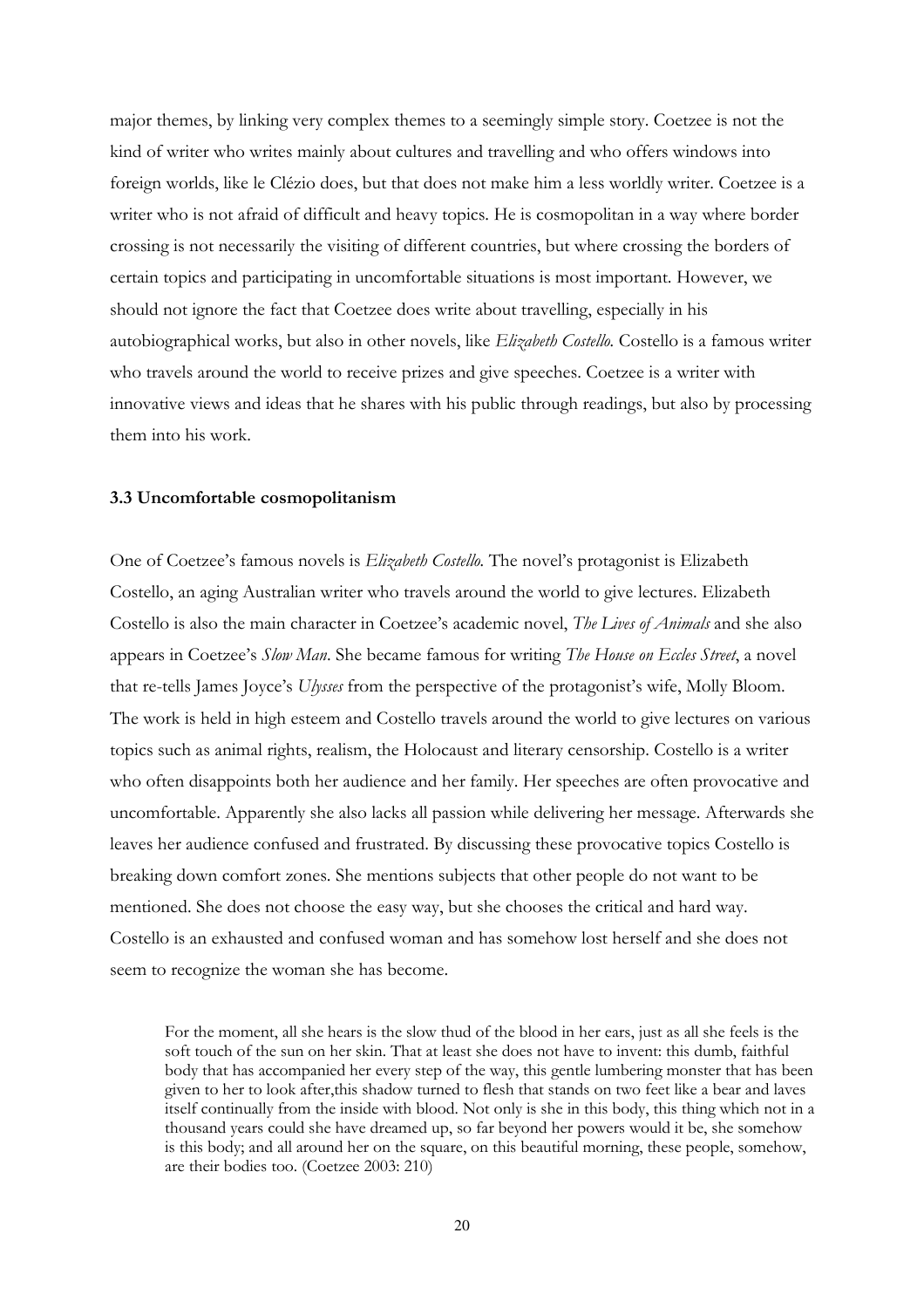major themes, by linking very complex themes to a seemingly simple story. Coetzee is not the kind of writer who writes mainly about cultures and travelling and who offers windows into foreign worlds, like le Clézio does, but that does not make him a less worldly writer. Coetzee is a writer who is not afraid of difficult and heavy topics. He is cosmopolitan in a way where border crossing is not necessarily the visiting of different countries, but where crossing the borders of certain topics and participating in uncomfortable situations is most important. However, we should not ignore the fact that Coetzee does write about travelling, especially in his autobiographical works, but also in other novels, like *Elizabeth Costello.* Costello is a famous writer who travels around the world to receive prizes and give speeches. Coetzee is a writer with innovative views and ideas that he shares with his public through readings, but also by processing them into his work.

### 3.3 Uncomfortable cosmopolitanism

One of Coetzee's famous novels is *Elizabeth Costello.* The novel's protagonist is Elizabeth Costello, an aging Australian writer who travels around the world to give lectures. Elizabeth Costello is also the main character in Coetzee's academic novel, *The Lives of Animals* and she also appears in Coetzee's *Slow Man*. She became famous for writing *The House on Eccles Street*, a novel that re-tells James Joyce's *Ulysses* from the perspective of the protagonist's wife, Molly Bloom. The work is held in high esteem and Costello travels around the world to give lectures on various topics such as animal rights, realism, the Holocaust and literary censorship. Costello is a writer who often disappoints both her audience and her family. Her speeches are often provocative and uncomfortable. Apparently she also lacks all passion while delivering her message. Afterwards she leaves her audience confused and frustrated. By discussing these provocative topics Costello is breaking down comfort zones. She mentions subjects that other people do not want to be mentioned. She does not choose the easy way, but she chooses the critical and hard way. Costello is an exhausted and confused woman and has somehow lost herself and she does not seem to recognize the woman she has become.

> For the moment, all she hears is the slow thud of the blood in her ears, just as all she feels is the soft touch of the sun on her skin. That at least she does not have to invent: this dumb, faithful body that has accompanied her every step of the way, this gentle lumbering monster that has been given to her to look after,this shadow turned to flesh that stands on two feet like a bear and laves itself continually from the inside with blood. Not only is she in this body, this thing which not in a thousand years could she have dreamed up, so far beyond her powers would it be, she somehow is this body; and all around her on the square, on this beautiful morning, these people, somehow, are their bodies too. (Coetzee 2003: 210)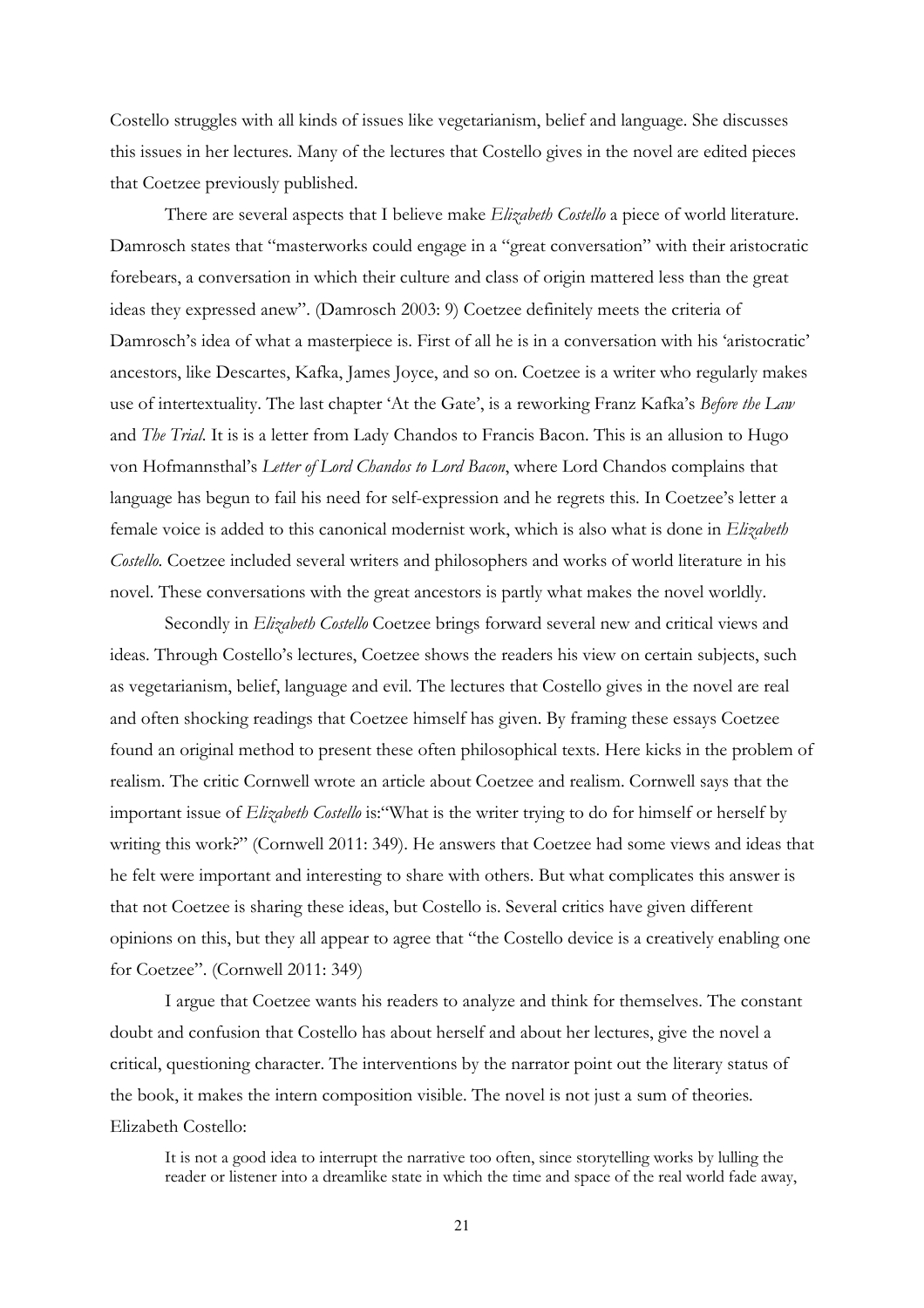Costello struggles with all kinds of issues like vegetarianism, belief and language. She discusses this issues in her lectures. Many of the lectures that Costello gives in the novel are edited pieces that Coetzee previously published.

There are several aspects that I believe make *Elizabeth Costello* a piece of world literature. Damrosch states that "masterworks could engage in a "great conversation" with their aristocratic forebears, a conversation in which their culture and class of origin mattered less than the great ideas they expressed anew". (Damrosch 2003: 9) Coetzee definitely meets the criteria of Damrosch's idea of what a masterpiece is. First of all he is in a conversation with his 'aristocratic' ancestors, like Descartes, Kafka, James Joyce, and so on. Coetzee is a writer who regularly makes use of intertextuality. The last chapter 'At the Gate', is a reworking Franz Kafka's *Before the Law* and *The Trial*. It is is a letter from Lady Chandos to Francis Bacon. This is an allusion to Hugo von Hofmannsthal's *Letter of Lord Chandos to Lord Bacon*, where Lord Chandos complains that language has begun to fail his need for self-expression and he regrets this. In Coetzee's letter a female voice is added to this canonical modernist work, which is also what is done in *Elizabeth Costello*. Coetzee included several writers and philosophers and works of world literature in his novel. These conversations with the great ancestors is partly what makes the novel worldly.

Secondly in *Elizabeth Costello* Coetzee brings forward several new and critical views and ideas. Through Costello's lectures, Coetzee shows the readers his view on certain subjects, such as vegetarianism, belief, language and evil. The lectures that Costello gives in the novel are real and often shocking readings that Coetzee himself has given. By framing these essays Coetzee found an original method to present these often philosophical texts. Here kicks in the problem of realism. The critic Cornwell wrote an article about Coetzee and realism. Cornwell says that the important issue of *Elizabeth Costello* is:"What is the writer trying to do for himself or herself by writing this work?" (Cornwell 2011: 349). He answers that Coetzee had some views and ideas that he felt were important and interesting to share with others. But what complicates this answer is that not Coetzee is sharing these ideas, but Costello is. Several critics have given different opinions on this, but they all appear to agree that "the Costello device is a creatively enabling one for Coetzee". (Cornwell 2011: 349)

I argue that Coetzee wants his readers to analyze and think for themselves. The constant doubt and confusion that Costello has about herself and about her lectures, give the novel a critical, questioning character. The interventions by the narrator point out the literary status of the book, it makes the intern composition visible. The novel is not just a sum of theories. Elizabeth Costello:

> It is not a good idea to interrupt the narrative too often, since storytelling works by lulling the reader or listener into a dreamlike state in which the time and space of the real world fade away,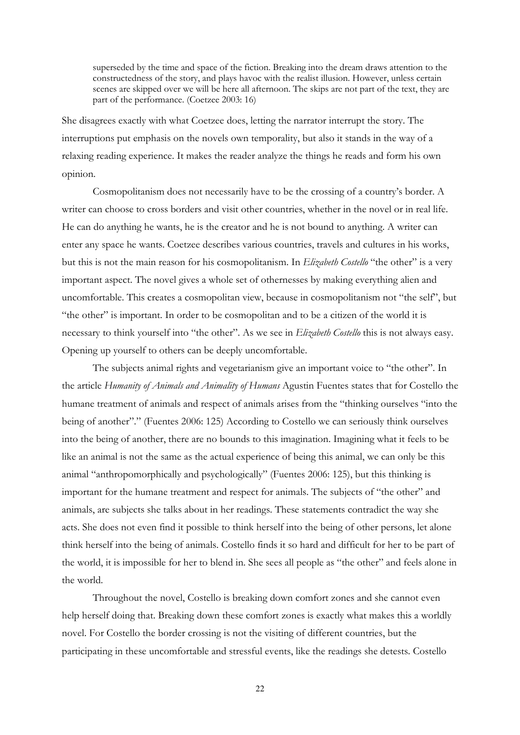> superseded by the time and space of the fiction. Breaking into the dream draws attention to the constructedness of the story, and plays havoc with the realist illusion. However, unless certain scenes are skipped over we will be here all afternoon. The skips are not part of the text, they are part of the performance. (Coetzee 2003: 16)

She disagrees exactly with what Coetzee does, letting the narrator interrupt the story. The interruptions put emphasis on the novels own temporality, but also it stands in the way of a relaxing reading experience. It makes the reader analyze the things he reads and form his own opinion.

Cosmopolitanism does not necessarily have to be the crossing of a country's border. A writer can choose to cross borders and visit other countries, whether in the novel or in real life. He can do anything he wants, he is the creator and he is not bound to anything. A writer can enter any space he wants. Coetzee describes various countries, travels and cultures in his works, but this is not the main reason for his cosmopolitanism. In *Elizabeth Costello* "the other" is a very important aspect. The novel gives a whole set of othernesses by making everything alien and uncomfortable. This creates a cosmopolitan view, because in cosmopolitanism not "the self", but "the other" is important. In order to be cosmopolitan and to be a citizen of the world it is necessary to think yourself into "the other". As we see in *Elizabeth Costello* this is not always easy. Opening up yourself to others can be deeply uncomfortable.

The subjects animal rights and vegetarianism give an important voice to "the other". In the article *Humanity of Animals and Animality of Humans* Agustin Fuentes states that for Costello the humane treatment of animals and respect of animals arises from the "thinking ourselves "into the being of another"." (Fuentes 2006: 125) According to Costello we can seriously think ourselves into the being of another, there are no bounds to this imagination. Imagining what it feels to be like an animal is not the same as the actual experience of being this animal, we can only be this animal "anthropomorphically and psychologically" (Fuentes 2006: 125), but this thinking is important for the humane treatment and respect for animals. The subjects of "the other" and animals, are subjects she talks about in her readings. These statements contradict the way she acts. She does not even find it possible to think herself into the being of other persons, let alone think herself into the being of animals. Costello finds it so hard and difficult for her to be part of the world, it is impossible for her to blend in. She sees all people as "the other" and feels alone in the world.

Throughout the novel, Costello is breaking down comfort zones and she cannot even help herself doing that. Breaking down these comfort zones is exactly what makes this a worldly novel. For Costello the border crossing is not the visiting of different countries, but the participating in these uncomfortable and stressful events, like the readings she detests. Costello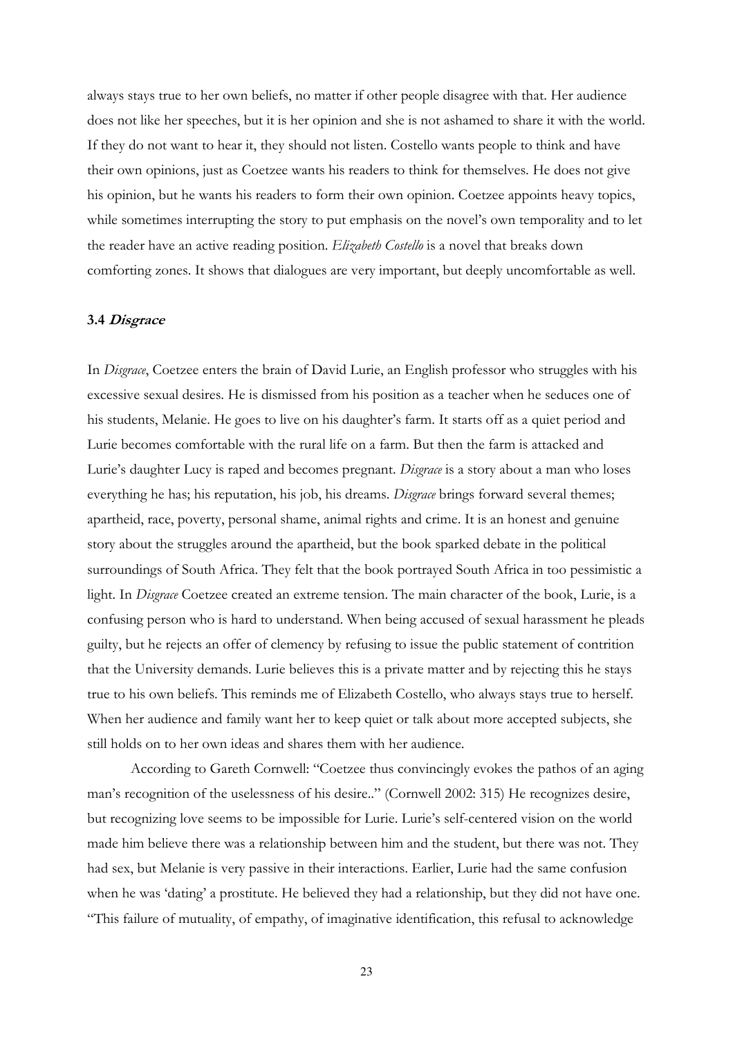always stays true to her own beliefs, no matter if other people disagree with that. Her audience does not like her speeches, but it is her opinion and she is not ashamed to share it with the world. If they do not want to hear it, they should not listen. Costello wants people to think and have their own opinions, just as Coetzee wants his readers to think for themselves. He does not give his opinion, but he wants his readers to form their own opinion. Coetzee appoints heavy topics, while sometimes interrupting the story to put emphasis on the novel's own temporality and to let the reader have an active reading position. *Elizabeth Costello* is a novel that breaks down comforting zones. It shows that dialogues are very important, but deeply uncomfortable as well.

### 3.4 *Disgrace*

In *Disgrace*, Coetzee enters the brain of David Lurie, an English professor who struggles with his excessive sexual desires. He is dismissed from his position as a teacher when he seduces one of his students, Melanie. He goes to live on his daughter's farm. It starts off as a quiet period and Lurie becomes comfortable with the rural life on a farm. But then the farm is attacked and Lurie's daughter Lucy is raped and becomes pregnant. *Disgrace* is a story about a man who loses everything he has; his reputation, his job, his dreams. *Disgrace* brings forward several themes; apartheid, race, poverty, personal shame, animal rights and crime. It is an honest and genuine story about the struggles around the apartheid, but the book sparked debate in the political surroundings of South Africa. They felt that the book portrayed South Africa in too pessimistic a light. In *Disgrace* Coetzee created an extreme tension. The main character of the book, Lurie, is a confusing person who is hard to understand. When being accused of sexual harassment he pleads guilty, but he rejects an offer of clemency by refusing to issue the public statement of contrition that the University demands. Lurie believes this is a private matter and by rejecting this he stays true to his own beliefs. This reminds me of Elizabeth Costello, who always stays true to herself. When her audience and family want her to keep quiet or talk about more accepted subjects, she still holds on to her own ideas and shares them with her audience.

According to Gareth Cornwell: "Coetzee thus convincingly evokes the pathos of an aging man's recognition of the uselessness of his desire.." (Cornwell 2002: 315) He recognizes desire, but recognizing love seems to be impossible for Lurie. Lurie's self-centered vision on the world made him believe there was a relationship between him and the student, but there was not. They had sex, but Melanie is very passive in their interactions. Earlier, Lurie had the same confusion when he was 'dating' a prostitute. He believed they had a relationship, but they did not have one. "This failure of mutuality, of empathy, of imaginative identification, this refusal to acknowledge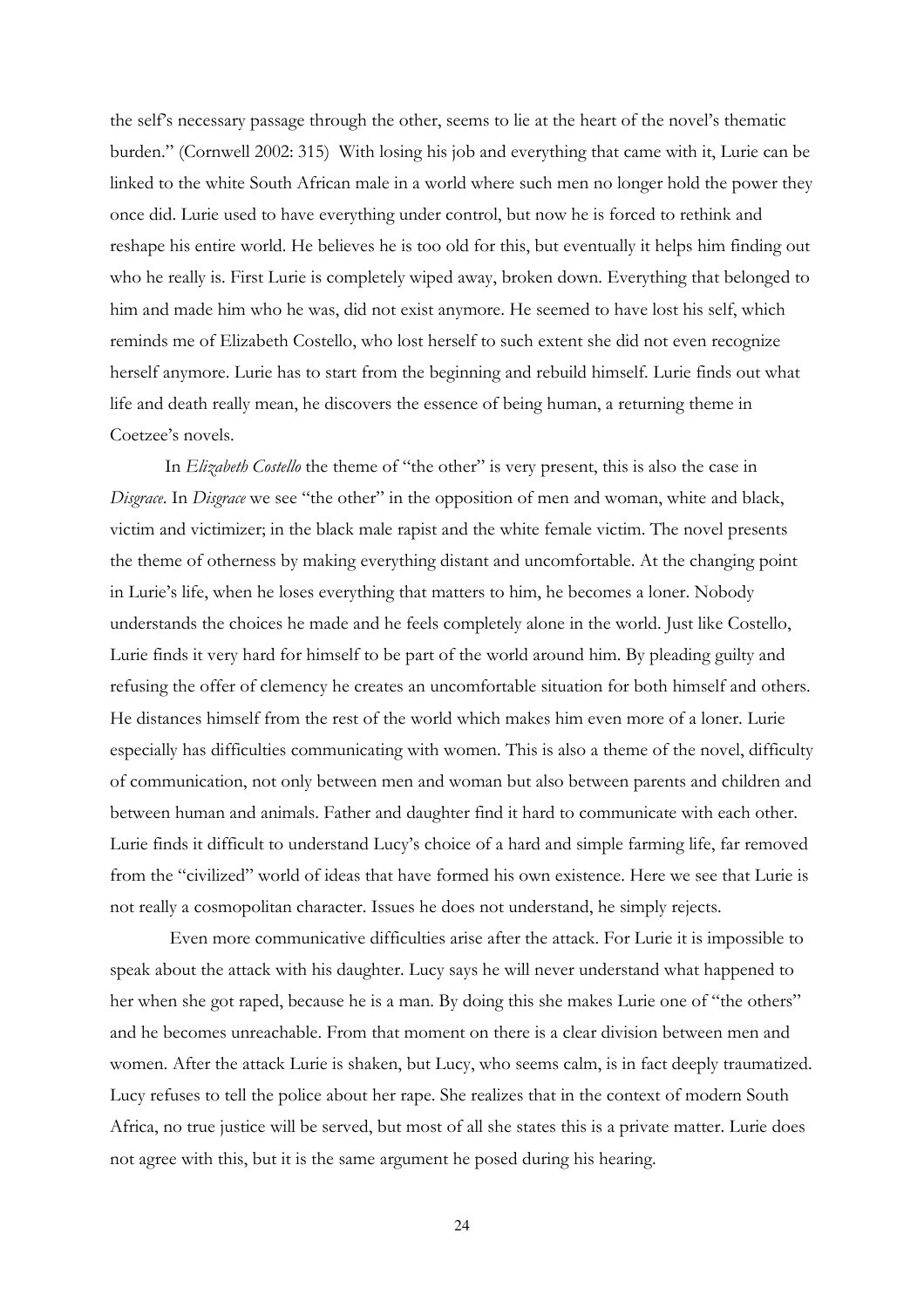the self's necessary passage through the other, seems to lie at the heart of the novel's thematic burden." (Cornwell 2002: 315) With losing his job and everything that came with it, Lurie can be linked to the white South African male in a world where such men no longer hold the power they once did. Lurie used to have everything under control, but now he is forced to rethink and reshape his entire world. He believes he is too old for this, but eventually it helps him finding out who he really is. First Lurie is completely wiped away, broken down. Everything that belonged to him and made him who he was, did not exist anymore. He seemed to have lost his self, which reminds me of Elizabeth Costello, who lost herself to such extent she did not even recognize herself anymore. Lurie has to start from the beginning and rebuild himself. Lurie finds out what life and death really mean, he discovers the essence of being human, a returning theme in Coetzee's novels.

In *Elizabeth Costello* the theme of "the other" is very present, this is also the case in *Disgrace*. In *Disgrace* we see "the other" in the opposition of men and woman, white and black, victim and victimizer; in the black male rapist and the white female victim. The novel presents the theme of otherness by making everything distant and uncomfortable. At the changing point in Lurie's life, when he loses everything that matters to him, he becomes a loner. Nobody understands the choices he made and he feels completely alone in the world. Just like Costello, Lurie finds it very hard for himself to be part of the world around him. By pleading guilty and refusing the offer of clemency he creates an uncomfortable situation for both himself and others. He distances himself from the rest of the world which makes him even more of a loner. Lurie especially has difficulties communicating with women. This is also a theme of the novel, difficulty of communication, not only between men and woman but also between parents and children and between human and animals. Father and daughter find it hard to communicate with each other. Lurie finds it difficult to understand Lucy's choice of a hard and simple farming life, far removed from the "civilized" world of ideas that have formed his own existence. Here we see that Lurie is not really a cosmopolitan character. Issues he does not understand, he simply rejects.

Even more communicative difficulties arise after the attack. For Lurie it is impossible to speak about the attack with his daughter. Lucy says he will never understand what happened to her when she got raped, because he is a man. By doing this she makes Lurie one of "the others" and he becomes unreachable. From that moment on there is a clear division between men and women. After the attack Lurie is shaken, but Lucy, who seems calm, is in fact deeply traumatized. Lucy refuses to tell the police about her rape. She realizes that in the context of modern South Africa, no true justice will be served, but most of all she states this is a private matter. Lurie does not agree with this, but it is the same argument he posed during his hearing.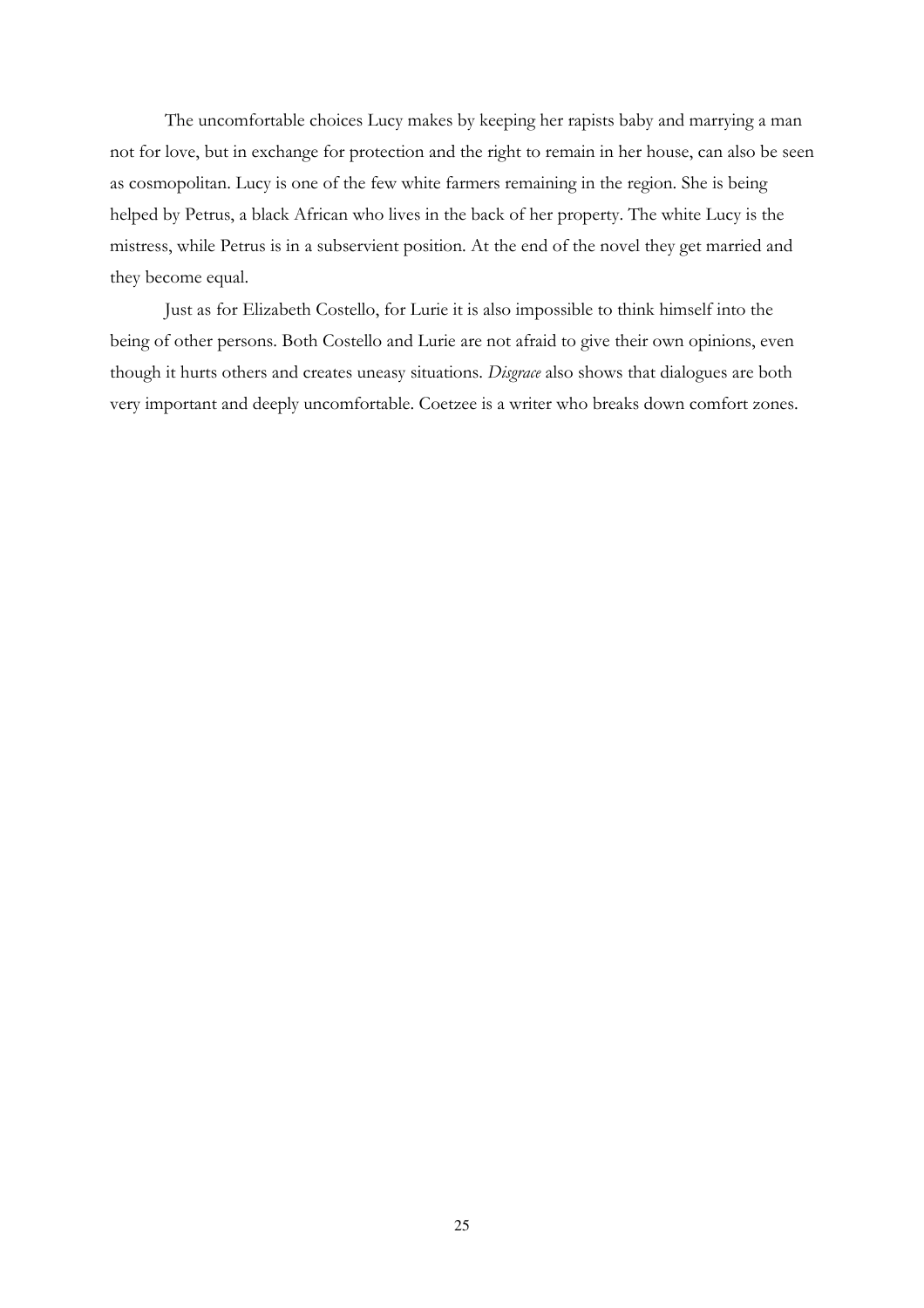The uncomfortable choices Lucy makes by keeping her rapists baby and marrying a man not for love, but in exchange for protection and the right to remain in her house, can also be seen as cosmopolitan. Lucy is one of the few white farmers remaining in the region. She is being helped by Petrus, a black African who lives in the back of her property. The white Lucy is the mistress, while Petrus is in a subservient position. At the end of the novel they get married and they become equal.

Just as for Elizabeth Costello, for Lurie it is also impossible to think himself into the being of other persons. Both Costello and Lurie are not afraid to give their own opinions, even though it hurts others and creates uneasy situations. *Disgrace* also shows that dialogues are both very important and deeply uncomfortable. Coetzee is a writer who breaks down comfort zones.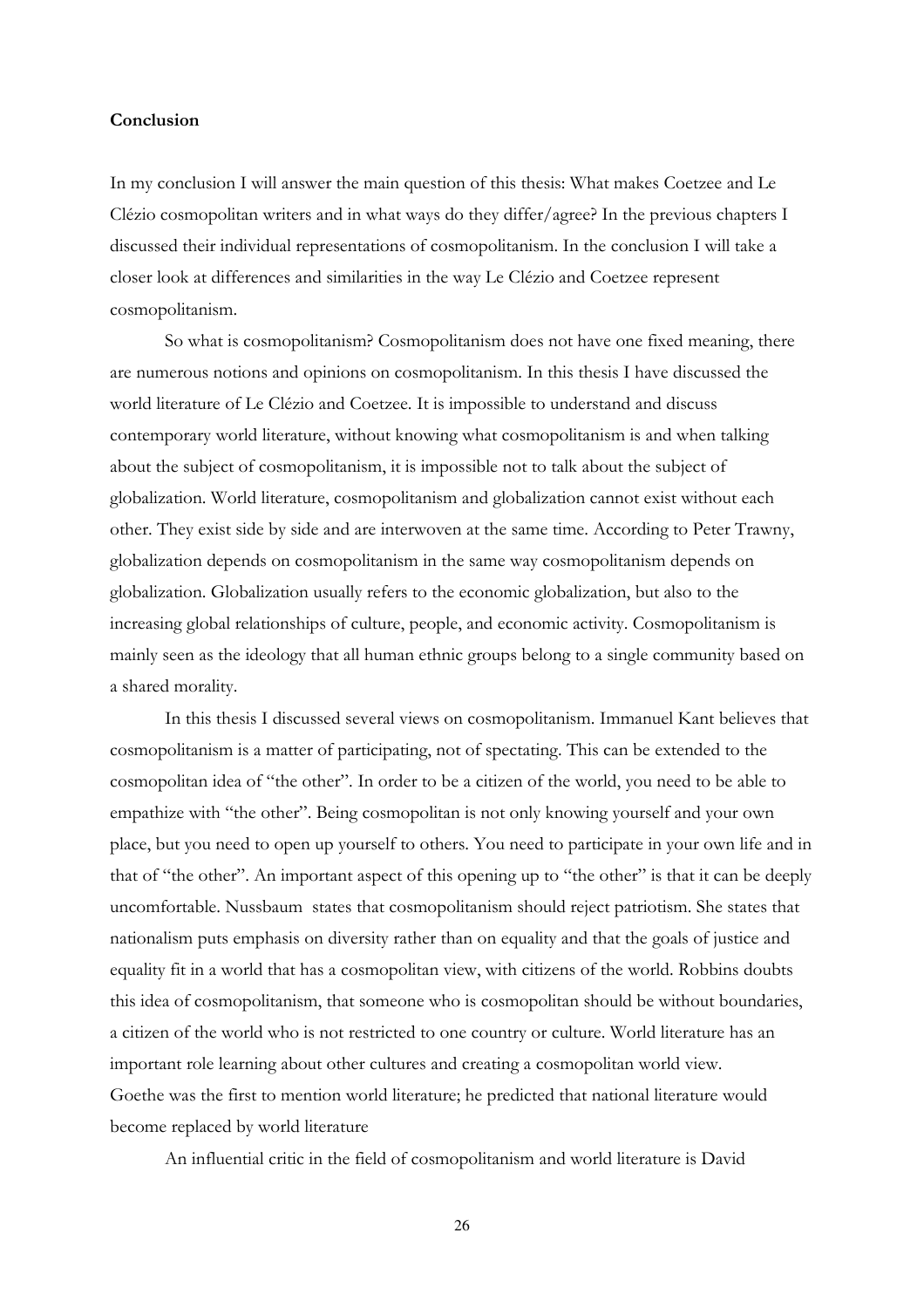**Conclusion**

In my conclusion I will answer the main question of this thesis: What makes Coetzee and Le Clézio cosmopolitan writers and in what ways do they differ/agree? In the previous chapters I discussed their individual representations of cosmopolitanism. In the conclusion I will take a closer look at differences and similarities in the way Le Clézio and Coetzee represent cosmopolitanism.

So what is cosmopolitanism? Cosmopolitanism does not have one fixed meaning, there are numerous notions and opinions on cosmopolitanism. In this thesis I have discussed the world literature of Le Clézio and Coetzee. It is impossible to understand and discuss contemporary world literature, without knowing what cosmopolitanism is and when talking about the subject of cosmopolitanism, it is impossible not to talk about the subject of globalization. World literature, cosmopolitanism and globalization cannot exist without each other. They exist side by side and are interwoven at the same time. According to Peter Trawny, globalization depends on cosmopolitanism in the same way cosmopolitanism depends on globalization. Globalization usually refers to the economic globalization, but also to the increasing global relationships of culture, people, and economic activity. Cosmopolitanism is mainly seen as the ideology that all human ethnic groups belong to a single community based on a shared morality.

In this thesis I discussed several views on cosmopolitanism. Immanuel Kant believes that cosmopolitanism is a matter of participating, not of spectating. This can be extended to the cosmopolitan idea of "the other". In order to be a citizen of the world, you need to be able to empathize with "the other". Being cosmopolitan is not only knowing yourself and your own place, but you need to open up yourself to others. You need to participate in your own life and in that of "the other". An important aspect of this opening up to "the other" is that it can be deeply uncomfortable. Nussbaum states that cosmopolitanism should reject patriotism. She states that nationalism puts emphasis on diversity rather than on equality and that the goals of justice and equality fit in a world that has a cosmopolitan view, with citizens of the world. Robbins doubts this idea of cosmopolitanism, that someone who is cosmopolitan should be without boundaries, a citizen of the world who is not restricted to one country or culture. World literature has an important role learning about other cultures and creating a cosmopolitan world view. Goethe was the first to mention world literature; he predicted that national literature would become replaced by world literature

An influential critic in the field of cosmopolitanism and world literature is David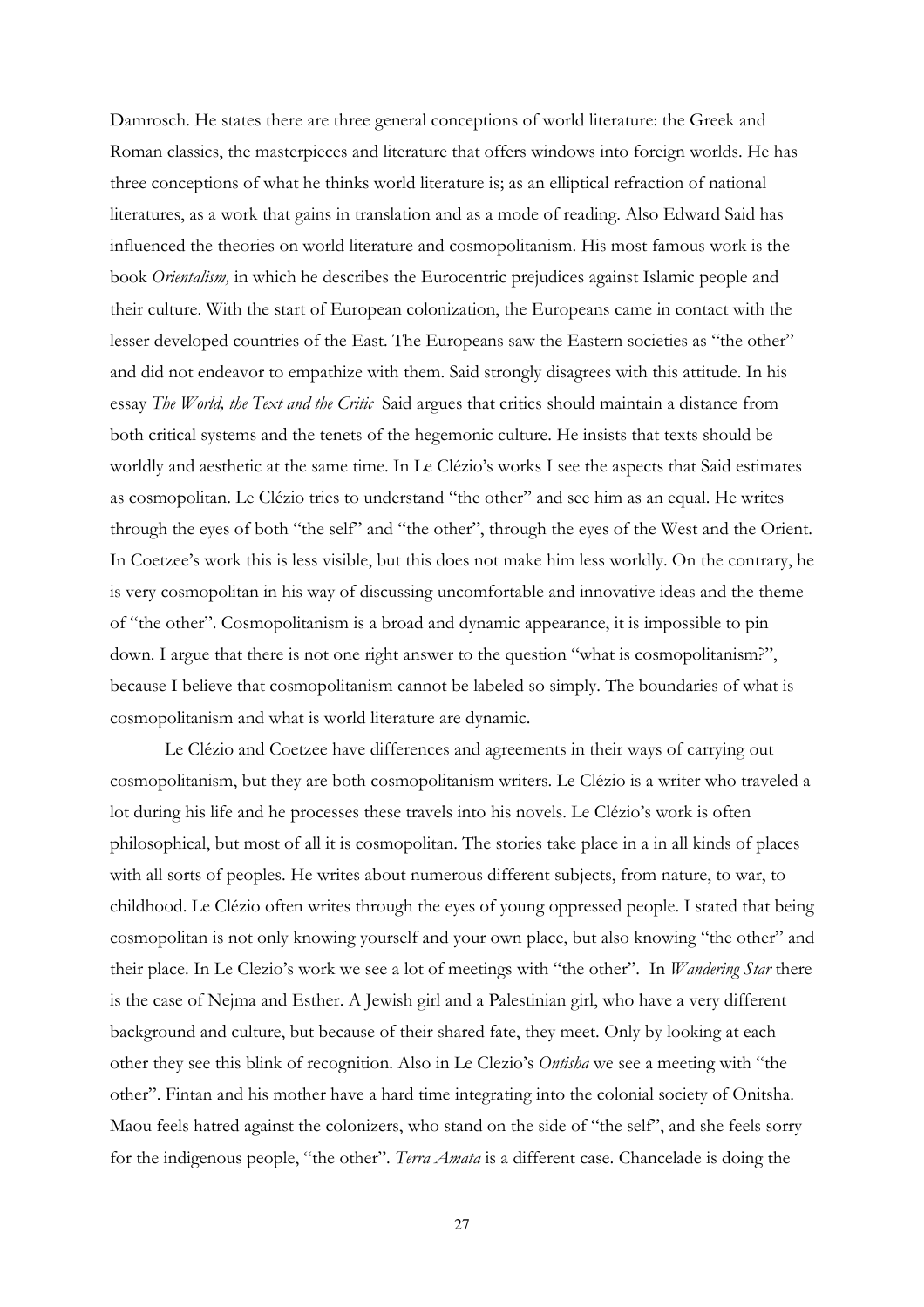Damrosch. He states there are three general conceptions of world literature: the Greek and Roman classics, the masterpieces and literature that offers windows into foreign worlds. He has three conceptions of what he thinks world literature is; as an elliptical refraction of national literatures, as a work that gains in translation and as a mode of reading. Also Edward Said has influenced the theories on world literature and cosmopolitanism. His most famous work is the book *Orientalism,* in which he describes the Eurocentric prejudices against Islamic people and their culture. With the start of European colonization, the Europeans came in contact with the lesser developed countries of the East. The Europeans saw the Eastern societies as "the other" and did not endeavor to empathize with them. Said strongly disagrees with this attitude. In his essay *The World, the Text and the Critic* Said argues that critics should maintain a distance from both critical systems and the tenets of the hegemonic culture. He insists that texts should be worldly and aesthetic at the same time. In Le Clézio's works I see the aspects that Said estimates as cosmopolitan. Le Clézio tries to understand "the other" and see him as an equal. He writes through the eyes of both "the self" and "the other", through the eyes of the West and the Orient. In Coetzee's work this is less visible, but this does not make him less worldly. On the contrary, he is very cosmopolitan in his way of discussing uncomfortable and innovative ideas and the theme of "the other". Cosmopolitanism is a broad and dynamic appearance, it is impossible to pin down. I argue that there is not one right answer to the question "what is cosmopolitanism?", because I believe that cosmopolitanism cannot be labeled so simply. The boundaries of what is cosmopolitanism and what is world literature are dynamic.

Le Clézio and Coetzee have differences and agreements in their ways of carrying out cosmopolitanism, but they are both cosmopolitanism writers. Le Clézio is a writer who traveled a lot during his life and he processes these travels into his novels. Le Clézio's work is often philosophical, but most of all it is cosmopolitan. The stories take place in a in all kinds of places with all sorts of peoples. He writes about numerous different subjects, from nature, to war, to childhood. Le Clézio often writes through the eyes of young oppressed people. I stated that being cosmopolitan is not only knowing yourself and your own place, but also knowing "the other" and their place. In Le Clezio's work we see a lot of meetings with "the other". In *Wandering Star* there is the case of Nejma and Esther. A Jewish girl and a Palestinian girl, who have a very different background and culture, but because of their shared fate, they meet. Only by looking at each other they see this blink of recognition. Also in Le Clezio's *Ontisha* we see a meeting with "the other". Fintan and his mother have a hard time integrating into the colonial society of Onitsha. Maou feels hatred against the colonizers, who stand on the side of "the self", and she feels sorry for the indigenous people, "the other". *Terra Amata* is a different case. Chancelade is doing the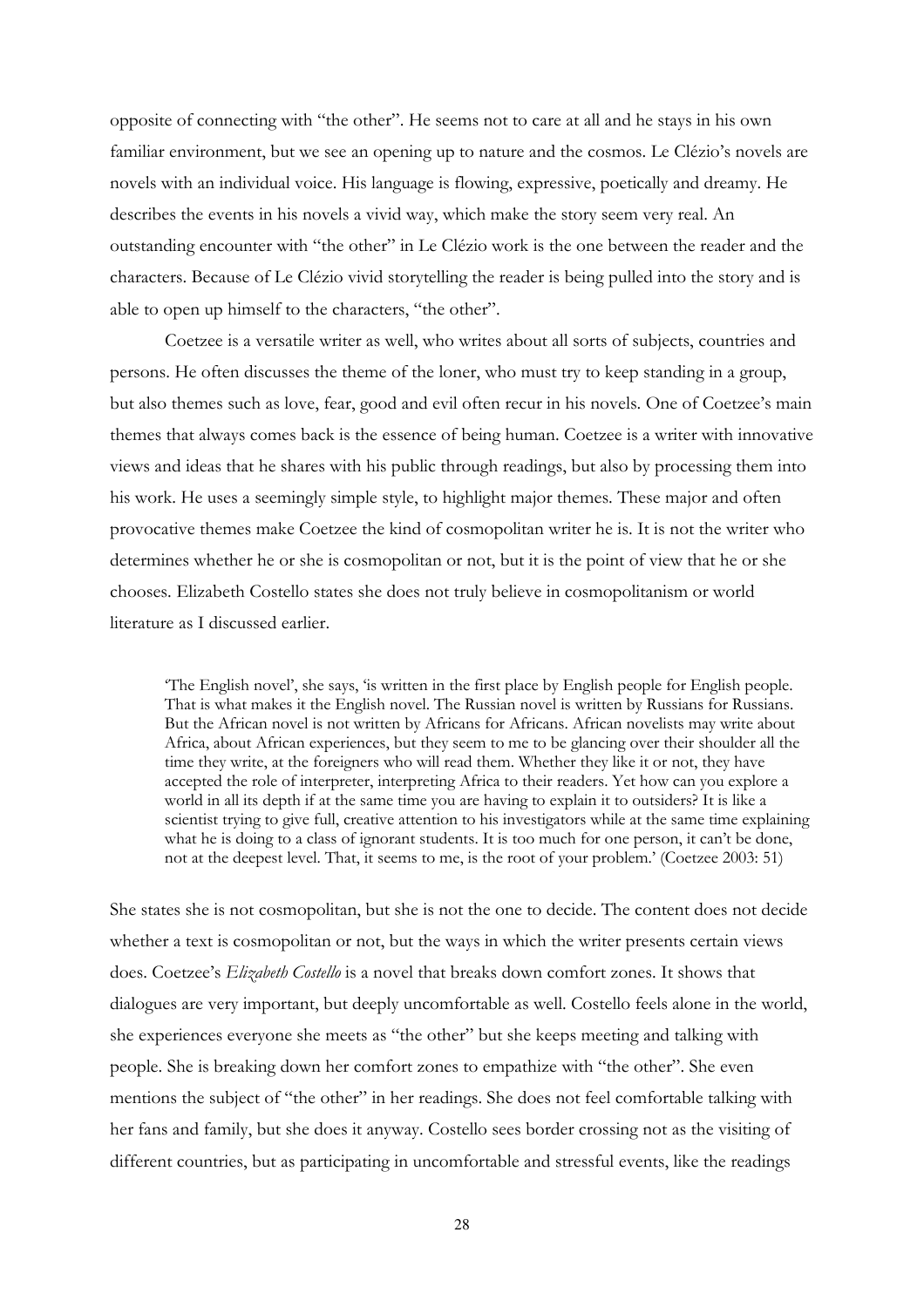opposite of connecting with "the other". He seems not to care at all and he stays in his own familiar environment, but we see an opening up to nature and the cosmos. Le Clézio's novels are novels with an individual voice. His language is flowing, expressive, poetically and dreamy. He describes the events in his novels a vivid way, which make the story seem very real. An outstanding encounter with "the other" in Le Clézio work is the one between the reader and the characters. Because of Le Clézio vivid storytelling the reader is being pulled into the story and is able to open up himself to the characters, "the other".

Coetzee is a versatile writer as well, who writes about all sorts of subjects, countries and persons. He often discusses the theme of the loner, who must try to keep standing in a group, but also themes such as love, fear, good and evil often recur in his novels. One of Coetzee's main themes that always comes back is the essence of being human. Coetzee is a writer with innovative views and ideas that he shares with his public through readings, but also by processing them into his work. He uses a seemingly simple style, to highlight major themes. These major and often provocative themes make Coetzee the kind of cosmopolitan writer he is. It is not the writer who determines whether he or she is cosmopolitan or not, but it is the point of view that he or she chooses. Elizabeth Costello states she does not truly believe in cosmopolitanism or world literature as I discussed earlier.

> 'The English novel', she says, 'is written in the first place by English people for English people. That is what makes it the English novel. The Russian novel is written by Russians for Russians. But the African novel is not written by Africans for Africans. African novelists may write about Africa, about African experiences, but they seem to me to be glancing over their shoulder all the time they write, at the foreigners who will read them. Whether they like it or not, they have accepted the role of interpreter, interpreting Africa to their readers. Yet how can you explore a world in all its depth if at the same time you are having to explain it to outsiders? It is like a scientist trying to give full, creative attention to his investigators while at the same time explaining what he is doing to a class of ignorant students. It is too much for one person, it can't be done, not at the deepest level. That, it seems to me, is the root of your problem.' (Coetzee 2003: 51)

She states she is not cosmopolitan, but she is not the one to decide. The content does not decide whether a text is cosmopolitan or not, but the ways in which the writer presents certain views does. Coetzee's *Elizabeth Costello* is a novel that breaks down comfort zones. It shows that dialogues are very important, but deeply uncomfortable as well. Costello feels alone in the world, she experiences everyone she meets as "the other" but she keeps meeting and talking with people. She is breaking down her comfort zones to empathize with "the other". She even mentions the subject of "the other" in her readings. She does not feel comfortable talking with her fans and family, but she does it anyway. Costello sees border crossing not as the visiting of different countries, but as participating in uncomfortable and stressful events, like the readings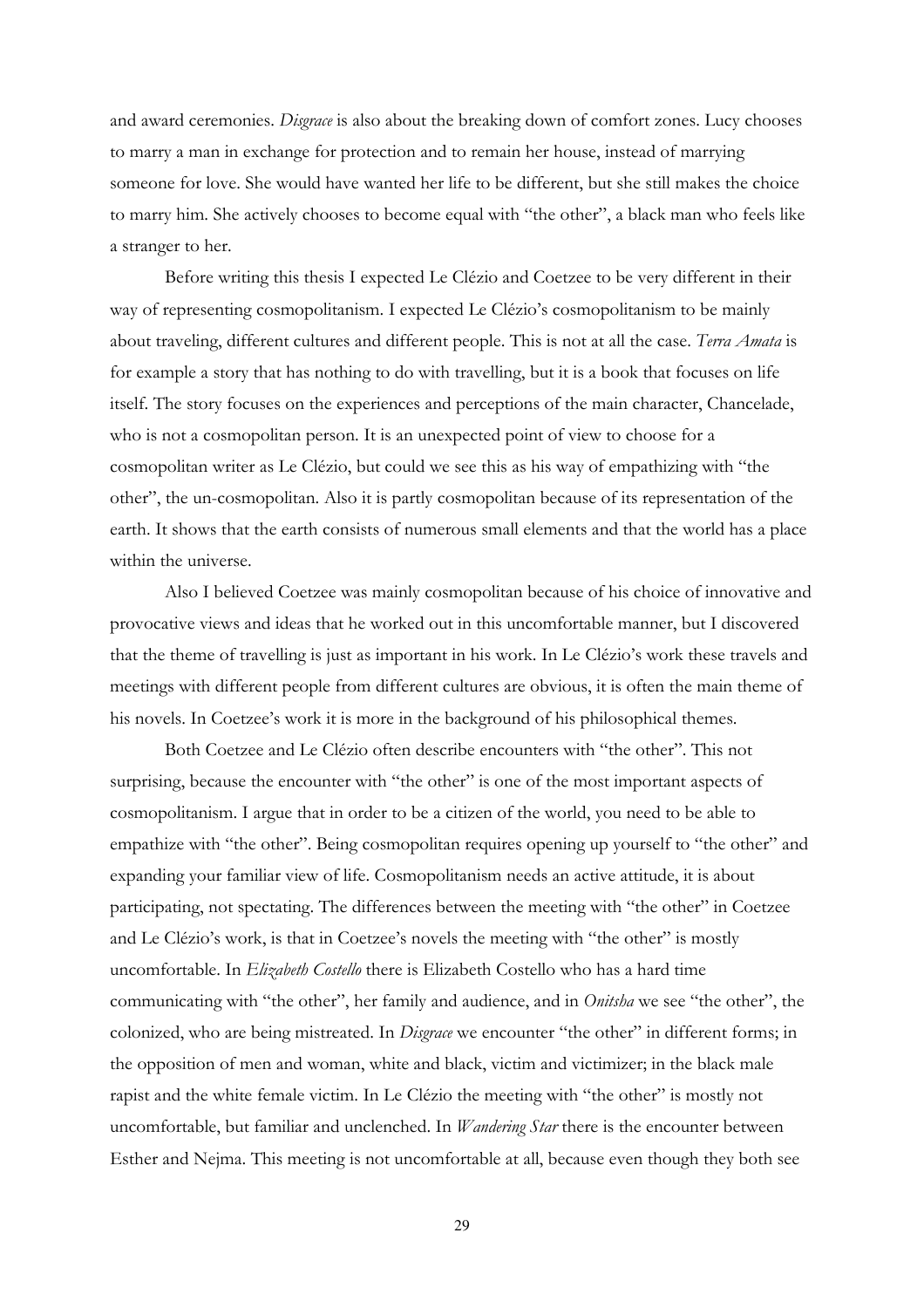and award ceremonies. *Disgrace* is also about the breaking down of comfort zones. Lucy chooses to marry a man in exchange for protection and to remain her house, instead of marrying someone for love. She would have wanted her life to be different, but she still makes the choice to marry him. She actively chooses to become equal with "the other", a black man who feels like a stranger to her.

Before writing this thesis I expected Le Clézio and Coetzee to be very different in their way of representing cosmopolitanism. I expected Le Clézio's cosmopolitanism to be mainly about traveling, different cultures and different people. This is not at all the case. *Terra Amata* is for example a story that has nothing to do with travelling, but it is a book that focuses on life itself. The story focuses on the experiences and perceptions of the main character, Chancelade, who is not a cosmopolitan person. It is an unexpected point of view to choose for a cosmopolitan writer as Le Clézio, but could we see this as his way of empathizing with "the other", the un-cosmopolitan. Also it is partly cosmopolitan because of its representation of the earth. It shows that the earth consists of numerous small elements and that the world has a place within the universe.

Also I believed Coetzee was mainly cosmopolitan because of his choice of innovative and provocative views and ideas that he worked out in this uncomfortable manner, but I discovered that the theme of travelling is just as important in his work. In Le Clézio's work these travels and meetings with different people from different cultures are obvious, it is often the main theme of his novels. In Coetzee's work it is more in the background of his philosophical themes.

Both Coetzee and Le Clézio often describe encounters with "the other". This not surprising, because the encounter with "the other" is one of the most important aspects of cosmopolitanism. I argue that in order to be a citizen of the world, you need to be able to empathize with "the other". Being cosmopolitan requires opening up yourself to "the other" and expanding your familiar view of life. Cosmopolitanism needs an active attitude, it is about participating, not spectating. The differences between the meeting with "the other" in Coetzee and Le Clézio's work, is that in Coetzee's novels the meeting with "the other" is mostly uncomfortable. In *Elizabeth Costello* there is Elizabeth Costello who has a hard time communicating with "the other", her family and audience, and in *Onitsha* we see "the other", the colonized, who are being mistreated. In *Disgrace* we encounter "the other" in different forms; in the opposition of men and woman, white and black, victim and victimizer; in the black male rapist and the white female victim. In Le Clézio the meeting with "the other" is mostly not uncomfortable, but familiar and unclenched. In *Wandering Star* there is the encounter between Esther and Nejma. This meeting is not uncomfortable at all, because even though they both see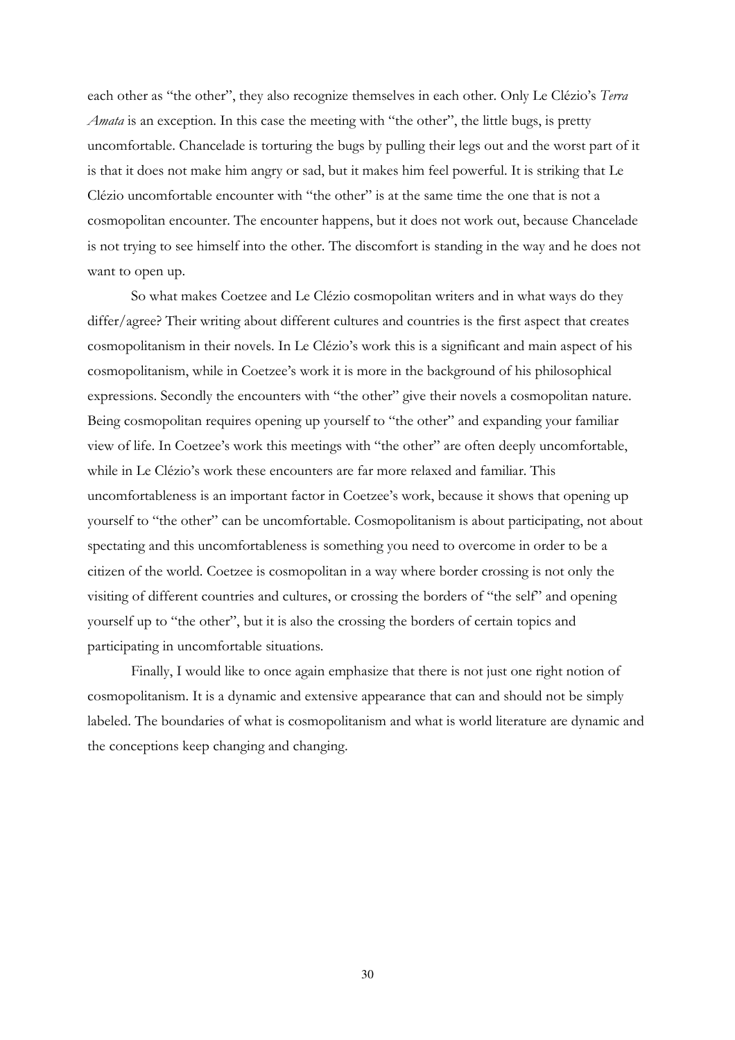each other as "the other", they also recognize themselves in each other. Only Le Clézio's *Terra Amata* is an exception. In this case the meeting with "the other", the little bugs, is pretty uncomfortable. Chancelade is torturing the bugs by pulling their legs out and the worst part of it is that it does not make him angry or sad, but it makes him feel powerful. It is striking that Le Clézio uncomfortable encounter with "the other" is at the same time the one that is not a cosmopolitan encounter. The encounter happens, but it does not work out, because Chancelade is not trying to see himself into the other. The discomfort is standing in the way and he does not want to open up.

So what makes Coetzee and Le Clézio cosmopolitan writers and in what ways do they differ/agree? Their writing about different cultures and countries is the first aspect that creates cosmopolitanism in their novels. In Le Clézio's work this is a significant and main aspect of his cosmopolitanism, while in Coetzee's work it is more in the background of his philosophical expressions. Secondly the encounters with "the other" give their novels a cosmopolitan nature. Being cosmopolitan requires opening up yourself to "the other" and expanding your familiar view of life. In Coetzee's work this meetings with "the other" are often deeply uncomfortable, while in Le Clézio's work these encounters are far more relaxed and familiar. This uncomfortableness is an important factor in Coetzee's work, because it shows that opening up yourself to "the other" can be uncomfortable. Cosmopolitanism is about participating, not about spectating and this uncomfortableness is something you need to overcome in order to be a citizen of the world. Coetzee is cosmopolitan in a way where border crossing is not only the visiting of different countries and cultures, or crossing the borders of "the self" and opening yourself up to "the other", but it is also the crossing the borders of certain topics and participating in uncomfortable situations.

Finally, I would like to once again emphasize that there is not just one right notion of cosmopolitanism. It is a dynamic and extensive appearance that can and should not be simply labeled. The boundaries of what is cosmopolitanism and what is world literature are dynamic and the conceptions keep changing and changing.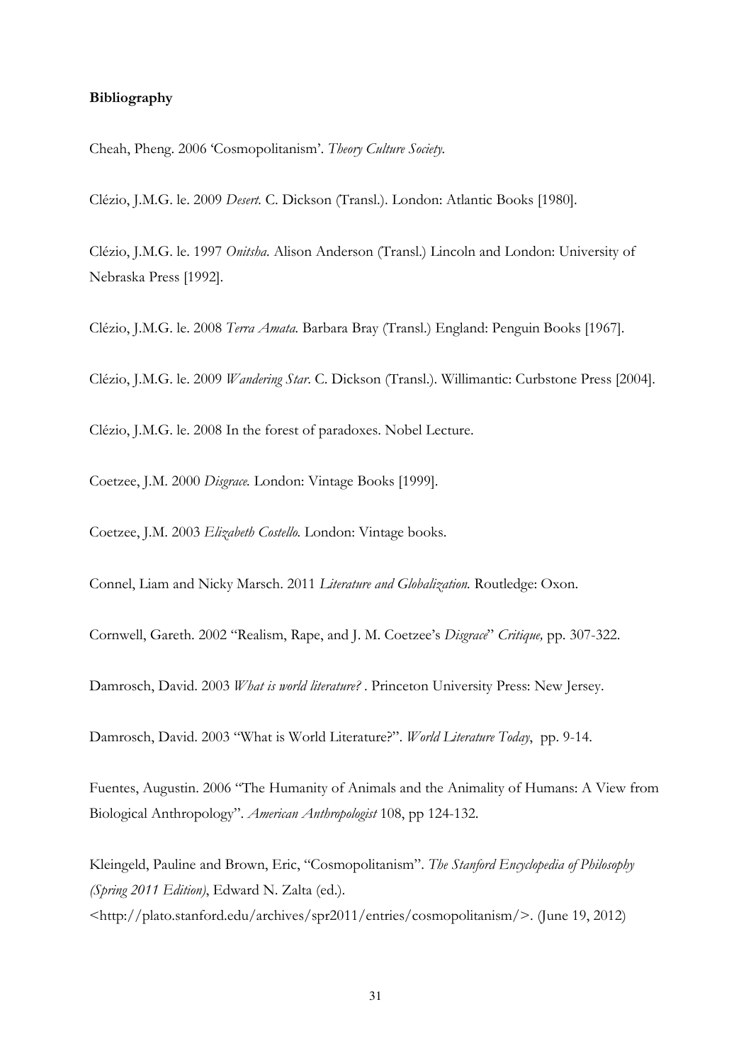**Bibliography**

Cheah, Pheng. 2006 'Cosmopolitanism'. *Theory Culture Society.*

Clézio, J.M.G. le. 2009 *Desert.* C. Dickson (Transl.). London: Atlantic Books [1980].

Clézio, J.M.G. le. 1997 *Onitsha.* Alison Anderson (Transl.) Lincoln and London: University of Nebraska Press [1992].

Clézio, J.M.G. le. 2008 *Terra Amata.* Barbara Bray (Transl.) England: Penguin Books [1967].

Clézio, J.M.G. le. 2009 *Wandering Star.* C. Dickson (Transl.). Willimantic: Curbstone Press [2004].

Clézio, J.M.G. le. 2008 In the forest of paradoxes. Nobel Lecture.

Coetzee, J.M. 2000 *Disgrace.* London: Vintage Books [1999].

Coetzee, J.M. 2003 *Elizabeth Costello.* London: Vintage books.

Connel, Liam and Nicky Marsch. 2011 *Literature and Globalization.* Routledge: Oxon.

Cornwell, Gareth. 2002 "Realism, Rape, and J. M. Coetzee's *Disgrace*" *Critique,* pp. 307-322.

Damrosch, David. 2003 *What is world literature?* . Princeton University Press: New Jersey.

Damrosch, David. 2003 "What is World Literature?". *World Literature Today*, pp. 9-14.

Fuentes, Augustin. 2006 "The Humanity of Animals and the Animality of Humans: A View from Biological Anthropology". *American Anthropologist* 108, pp 124-132.

Kleingeld, Pauline and Brown, Eric, "Cosmopolitanism". *The Stanford Encyclopedia of Philosophy (Spring 2011 Edition)*, Edward N. Zalta (ed.). <http://plato.stanford.edu/archives/spr2011/entries/cosmopolitanism/>. (June 19, 2012)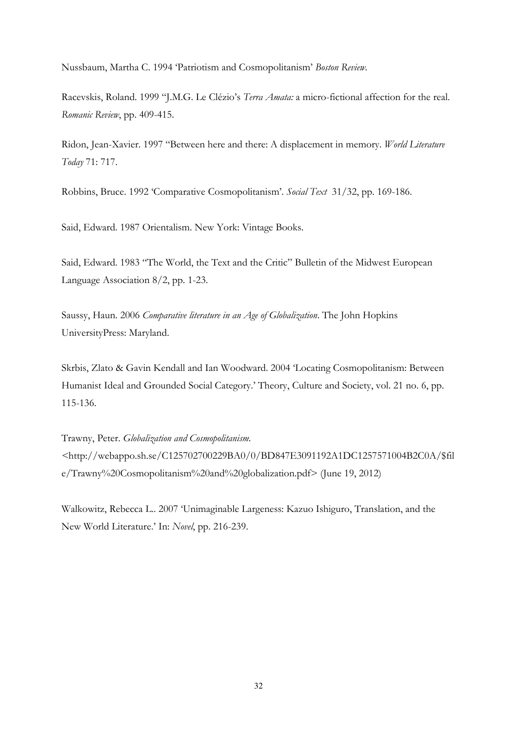Nussbaum, Martha C. 1994 'Patriotism and Cosmopolitanism' *Boston Review*.

Racevskis, Roland. 1999 "J.M.G. Le Clézio's *Terra Amata:* a micro-fictional affection for the real. *Romanic Review*, pp. 409-415.

Ridon, Jean-Xavier. 1997 "Between here and there: A displacement in memory. *World Literature Today* 71: 717.

Robbins, Bruce. 1992 'Comparative Cosmopolitanism'. *Social Text* 31/32, pp. 169-186.

Said, Edward. 1987 Orientalism. New York: Vintage Books.

Said, Edward. 1983 "The World, the Text and the Critic" Bulletin of the Midwest European Language Association 8/2, pp. 1-23.

Saussy, Haun. 2006 *Comparative literature in an Age of Globalization*. The John Hopkins UniversityPress: Maryland.

Skrbis, Zlato & Gavin Kendall and Ian Woodward. 2004 'Locating Cosmopolitanism: Between Humanist Ideal and Grounded Social Category.' Theory, Culture and Society, vol. 21 no. 6, pp. 115-136.

Trawny, Peter. *Globalization and Cosmopolitanism*. <http://webappo.sh.se/C125702700229BA0/0/BD847E3091192A1DC1257571004B2C0A/$file/Trawny%20Cosmopolitanism%20and%20globalization.pdf> (June 19, 2012)

Walkowitz, Rebecca L.. 2007 'Unimaginable Largeness: Kazuo Ishiguro, Translation, and the New World Literature.' In: *Novel*, pp. 216-239.